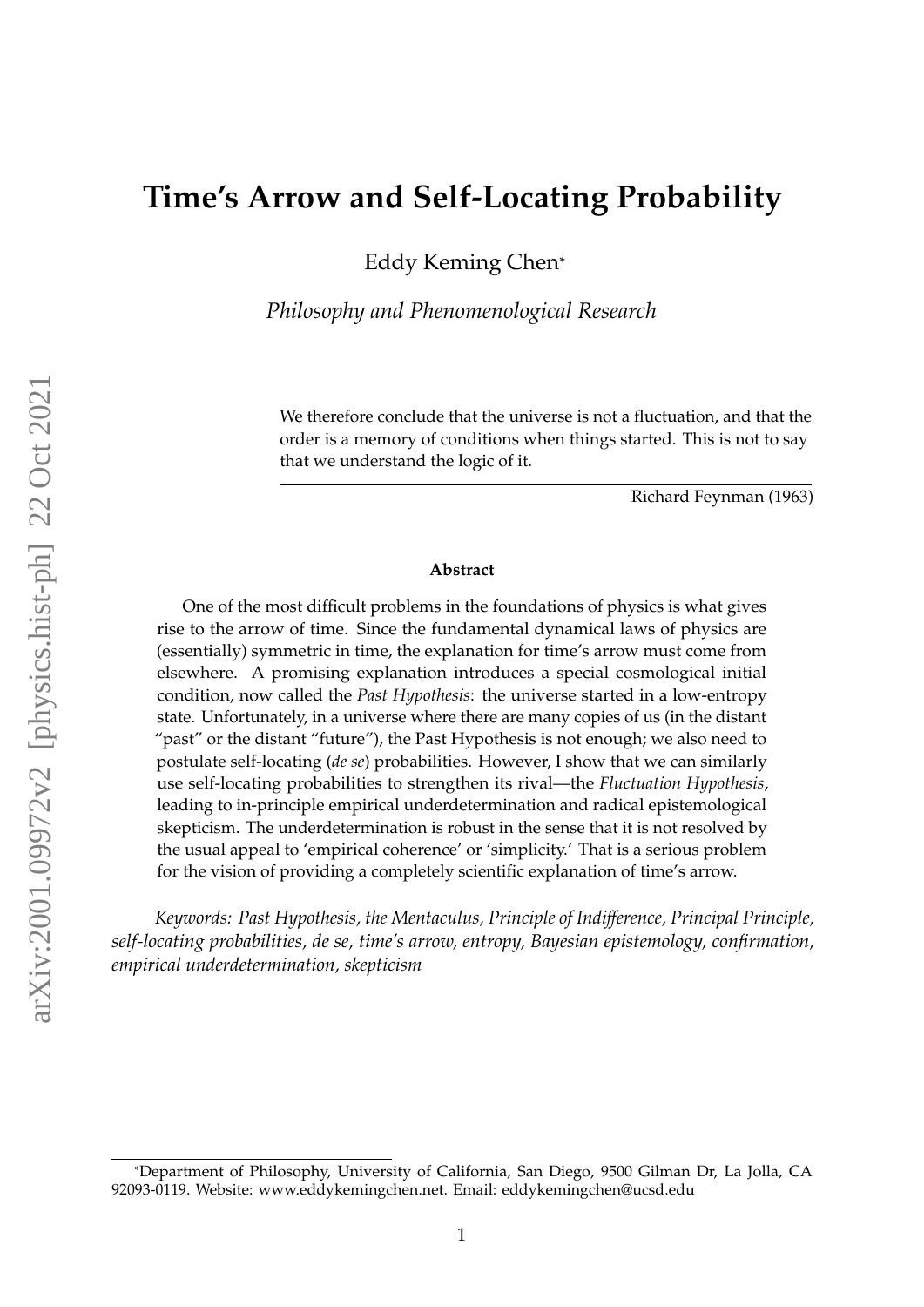# Time's Arrow and Self-Locating Probability

Eddy Keming Chen*

*Philosophy and Phenomenological Research*

> We therefore conclude that the universe is not a fluctuation, and that the order is a memory of conditions when things started. This is not to say that we understand the logic of it.
>
> Richard Feynman (1963)

**Abstract**

One of the most difficult problems in the foundations of physics is what gives rise to the arrow of time. Since the fundamental dynamical laws of physics are (essentially) symmetric in time, the explanation for time's arrow must come from elsewhere. A promising explanation introduces a special cosmological initial condition, now called the *Past Hypothesis*: the universe started in a low-entropy state. Unfortunately, in a universe where there are many copies of us (in the distant "past" or the distant "future"), the Past Hypothesis is not enough; we also need to postulate self-locating (*de se*) probabilities. However, I show that we can similarly use self-locating probabilities to strengthen its rival—the *Fluctuation Hypothesis*, leading to in-principle empirical underdetermination and radical epistemological skepticism. The underdetermination is robust in the sense that it is not resolved by the usual appeal to 'empirical coherence' or 'simplicity.' That is a serious problem for the vision of providing a completely scientific explanation of time's arrow.

*Keywords: Past Hypothesis, the Mentaculus, Principle of Indifference, Principal Principle, self-locating probabilities, de se, time's arrow, entropy, Bayesian epistemology, confirmation, empirical underdetermination, skepticism*

*Department of Philosophy, University of California, San Diego, 9500 Gilman Dr, La Jolla, CA 92093-0119. Website: www.eddykemingchen.net. Email: eddykemingchen@ucsd.edu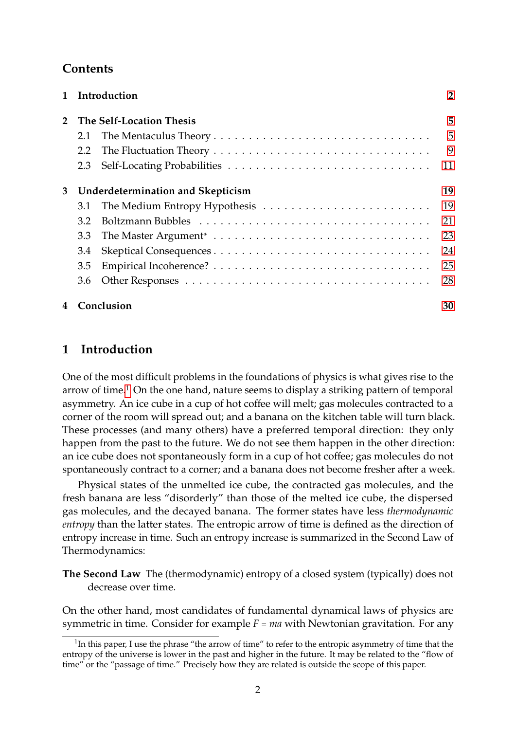## Contents

1 Introduction 2

2 The Self-Location Thesis 5
- 2.1 The Mentaculus Theory 5
- 2.2 The Fluctuation Theory 9
- 2.3 Self-Locating Probabilities 11

3 Underdetermination and Skepticism 19
- 3.1 The Medium Entropy Hypothesis 19
- 3.2 Boltzmann Bubbles 21
- 3.3 The Master Argument* 23
- 3.4 Skeptical Consequences 24
- 3.5 Empirical Incoherence? 25
- 3.6 Other Responses 28

4 Conclusion 30

## 1 Introduction

One of the most difficult problems in the foundations of physics is what gives rise to the arrow of time.[1] On the one hand, nature seems to display a striking pattern of temporal asymmetry. An ice cube in a cup of hot coffee will melt; gas molecules contracted to a corner of the room will spread out; and a banana on the kitchen table will turn black. These processes (and many others) have a preferred temporal direction: they only happen from the past to the future. We do not see them happen in the other direction: an ice cube does not spontaneously form in a cup of hot coffee; gas molecules do not spontaneously contract to a corner; and a banana does not become fresher after a week.

Physical states of the unmelted ice cube, the contracted gas molecules, and the fresh banana are less "disorderly" than those of the melted ice cube, the dispersed gas molecules, and the decayed banana. The former states have less *thermodynamic entropy* than the latter states. The entropic arrow of time is defined as the direction of entropy increase in time. Such an entropy increase is summarized in the Second Law of Thermodynamics:

**The Second Law** The (thermodynamic) entropy of a closed system (typically) does not decrease over time.

On the other hand, most candidates of fundamental dynamical laws of physics are symmetric in time. Consider for example $F = ma$ with Newtonian gravitation. For any

[1] In this paper, I use the phrase "the arrow of time" to refer to the entropic asymmetry of time that the entropy of the universe is lower in the past and higher in the future. It may be related to the "flow of time" or the "passage of time." Precisely how they are related is outside the scope of this paper.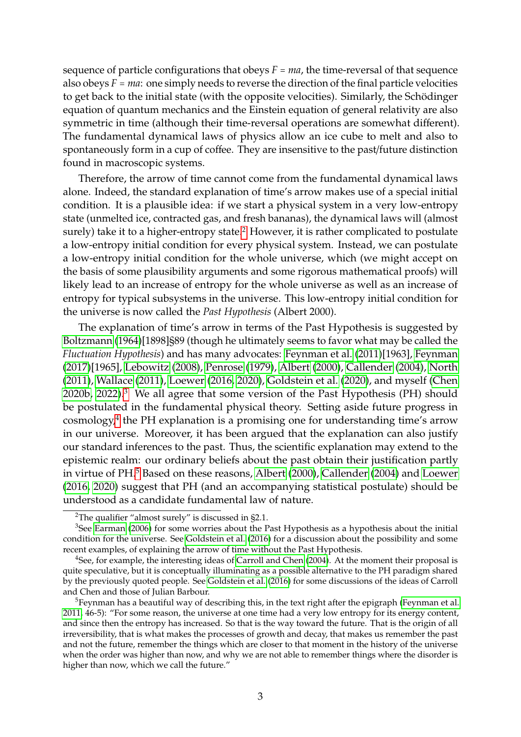sequence of particle configurations that obeys $F = ma$, the time-reversal of that sequence also obeys $F = ma$: one simply needs to reverse the direction of the final particle velocities to get back to the initial state (with the opposite velocities). Similarly, the Schödinger equation of quantum mechanics and the Einstein equation of general relativity are also symmetric in time (although their time-reversal operations are somewhat different). The fundamental dynamical laws of physics allow an ice cube to melt and also to spontaneously form in a cup of coffee. They are insensitive to the past/future distinction found in macroscopic systems.

Therefore, the arrow of time cannot come from the fundamental dynamical laws alone. Indeed, the standard explanation of time's arrow makes use of a special initial condition. It is a plausible idea: if we start a physical system in a very low-entropy state (unmelted ice, contracted gas, and fresh bananas), the dynamical laws will (almost surely) take it to a higher-entropy state.[2] However, it is rather complicated to postulate a low-entropy initial condition for every physical system. Instead, we can postulate a low-entropy initial condition for the whole universe, which (we might accept on the basis of some plausibility arguments and some rigorous mathematical proofs) will likely lead to an increase of entropy for the whole universe as well as an increase of entropy for typical subsystems in the universe. This low-entropy initial condition for the universe is now called the *Past Hypothesis* (Albert 2000).

The explanation of time's arrow in terms of the Past Hypothesis is suggested by Boltzmann (1964)[1898]§89 (though he ultimately seems to favor what may be called the *Fluctuation Hypothesis*) and has many advocates: Feynman et al. (2011)[1963], Feynman (2017)[1965], Lebowitz (2008), Penrose (1979), Albert (2000), Callender (2004), North (2011), Wallace (2011), Loewer (2016, 2020), Goldstein et al. (2020), and myself (Chen 2020b, 2022).[3] We all agree that some version of the Past Hypothesis (PH) should be postulated in the fundamental physical theory. Setting aside future progress in cosmology,[4] the PH explanation is a promising one for understanding time's arrow in our universe. Moreover, it has been argued that the explanation can also justify our standard inferences to the past. Thus, the scientific explanation may extend to the epistemic realm: our ordinary beliefs about the past obtain their justification partly in virtue of PH.[5] Based on these reasons, Albert (2000), Callender (2004) and Loewer (2016, 2020) suggest that PH (and an accompanying statistical postulate) should be understood as a candidate fundamental law of nature.

---

[2] The qualifier "almost surely" is discussed in §2.1.

[3] See Earman (2006) for some worries about the Past Hypothesis as a hypothesis about the initial condition for the universe. See Goldstein et al. (2016) for a discussion about the possibility and some recent examples, of explaining the arrow of time without the Past Hypothesis.

[4] See, for example, the interesting ideas of Carroll and Chen (2004). At the moment their proposal is quite speculative, but it is conceptually illuminating as a possible alternative to the PH paradigm shared by the previously quoted people. See Goldstein et al. (2016) for some discussions of the ideas of Carroll and Chen and those of Julian Barbour.

[5] Feynman has a beautiful way of describing this, in the text right after the epigraph (Feynman et al. 2011, 46-5): "For some reason, the universe at one time had a very low entropy for its energy content, and since then the entropy has increased. So that is the way toward the future. That is the origin of all irreversibility, that is what makes the processes of growth and decay, that makes us remember the past and not the future, remember the things which are closer to that moment in the history of the universe when the order was higher than now, and why we are not able to remember things where the disorder is higher than now, which we call the future."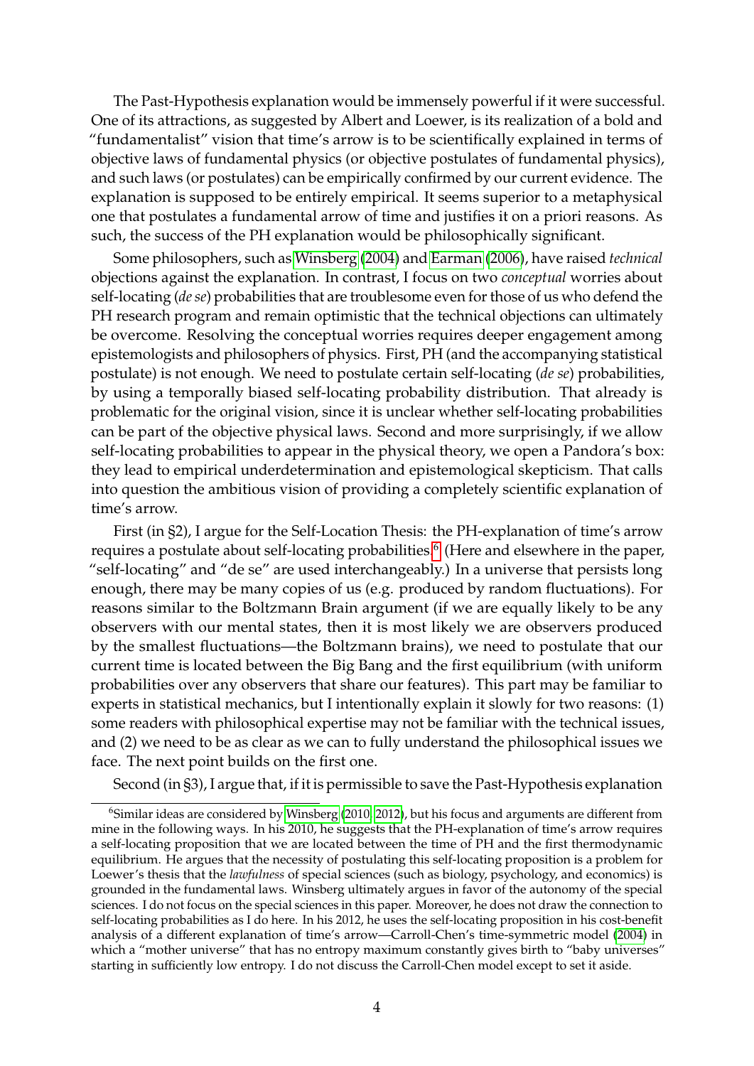The Past-Hypothesis explanation would be immensely powerful if it were successful. One of its attractions, as suggested by Albert and Loewer, is its realization of a bold and "fundamentalist" vision that time's arrow is to be scientifically explained in terms of objective laws of fundamental physics (or objective postulates of fundamental physics), and such laws (or postulates) can be empirically confirmed by our current evidence. The explanation is supposed to be entirely empirical. It seems superior to a metaphysical one that postulates a fundamental arrow of time and justifies it on a priori reasons. As such, the success of the PH explanation would be philosophically significant.

Some philosophers, such as Winsberg (2004) and Earman (2006), have raised *technical* objections against the explanation. In contrast, I focus on two *conceptual* worries about self-locating (*de se*) probabilities that are troublesome even for those of us who defend the PH research program and remain optimistic that the technical objections can ultimately be overcome. Resolving the conceptual worries requires deeper engagement among epistemologists and philosophers of physics. First, PH (and the accompanying statistical postulate) is not enough. We need to postulate certain self-locating (*de se*) probabilities, by using a temporally biased self-locating probability distribution. That already is problematic for the original vision, since it is unclear whether self-locating probabilities can be part of the objective physical laws. Second and more surprisingly, if we allow self-locating probabilities to appear in the physical theory, we open a Pandora's box: they lead to empirical underdetermination and epistemological skepticism. That calls into question the ambitious vision of providing a completely scientific explanation of time's arrow.

First (in §2), I argue for the Self-Location Thesis: the PH-explanation of time's arrow requires a postulate about self-locating probabilities.[6] (Here and elsewhere in the paper, "self-locating" and "de se" are used interchangeably.) In a universe that persists long enough, there may be many copies of us (e.g. produced by random fluctuations). For reasons similar to the Boltzmann Brain argument (if we are equally likely to be any observers with our mental states, then it is most likely we are observers produced by the smallest fluctuations—the Boltzmann brains), we need to postulate that our current time is located between the Big Bang and the first equilibrium (with uniform probabilities over any observers that share our features). This part may be familiar to experts in statistical mechanics, but I intentionally explain it slowly for two reasons: (1) some readers with philosophical expertise may not be familiar with the technical issues, and (2) we need to be as clear as we can to fully understand the philosophical issues we face. The next point builds on the first one.

Second (in §3), I argue that, if it is permissible to save the Past-Hypothesis explanation

[6] Similar ideas are considered by Winsberg (2010, 2012), but his focus and arguments are different from mine in the following ways. In his 2010, he suggests that the PH-explanation of time's arrow requires a self-locating proposition that we are located between the time of PH and the first thermodynamic equilibrium. He argues that the necessity of postulating this self-locating proposition is a problem for Loewer's thesis that the *lawfulness* of special sciences (such as biology, psychology, and economics) is grounded in the fundamental laws. Winsberg ultimately argues in favor of the autonomy of the special sciences. I do not focus on the special sciences in this paper. Moreover, he does not draw the connection to self-locating probabilities as I do here. In his 2012, he uses the self-locating proposition in his cost-benefit analysis of a different explanation of time's arrow—Carroll-Chen's time-symmetric model (2004) in which a "mother universe" that has no entropy maximum constantly gives birth to "baby universes" starting in sufficiently low entropy. I do not discuss the Carroll-Chen model except to set it aside.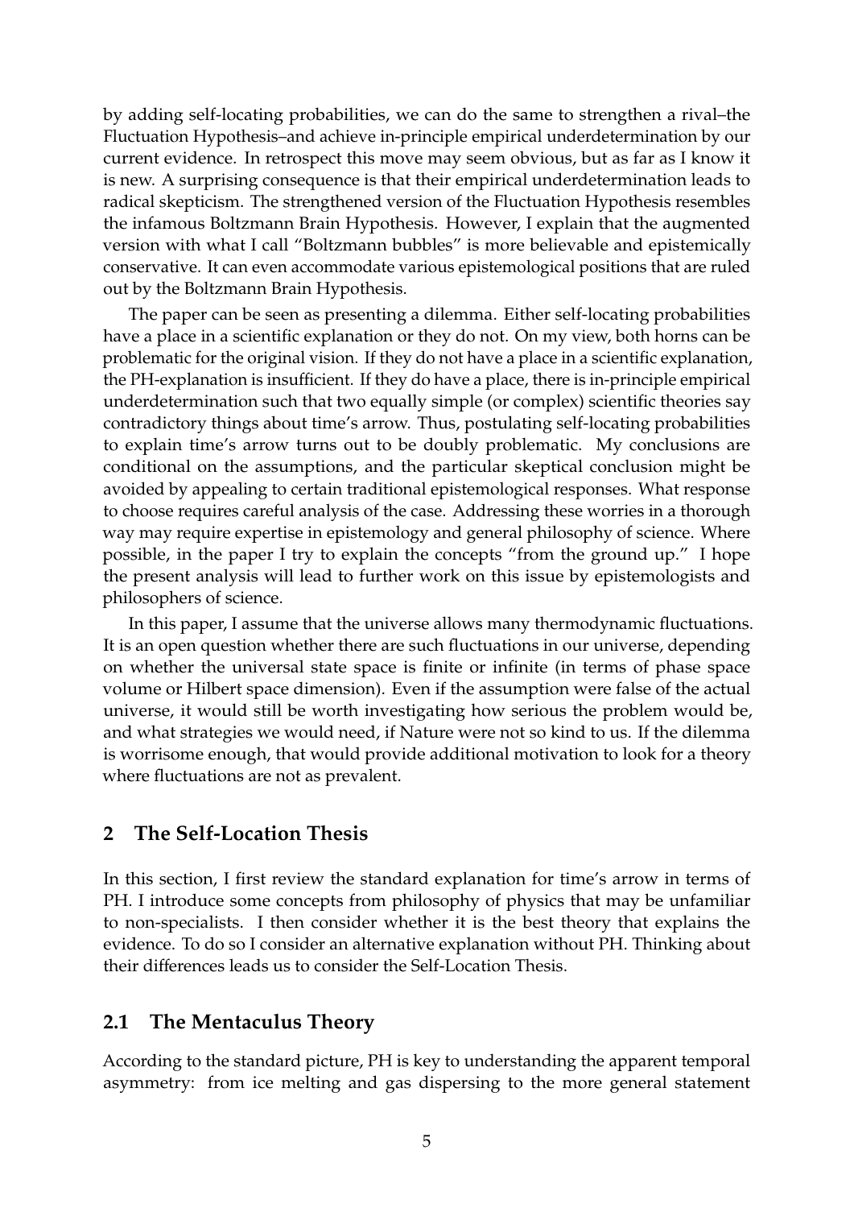by adding self-locating probabilities, we can do the same to strengthen a rival–the Fluctuation Hypothesis–and achieve in-principle empirical underdetermination by our current evidence. In retrospect this move may seem obvious, but as far as I know it is new. A surprising consequence is that their empirical underdetermination leads to radical skepticism. The strengthened version of the Fluctuation Hypothesis resembles the infamous Boltzmann Brain Hypothesis. However, I explain that the augmented version with what I call "Boltzmann bubbles" is more believable and epistemically conservative. It can even accommodate various epistemological positions that are ruled out by the Boltzmann Brain Hypothesis.

The paper can be seen as presenting a dilemma. Either self-locating probabilities have a place in a scientific explanation or they do not. On my view, both horns can be problematic for the original vision. If they do not have a place in a scientific explanation, the PH-explanation is insufficient. If they do have a place, there is in-principle empirical underdetermination such that two equally simple (or complex) scientific theories say contradictory things about time's arrow. Thus, postulating self-locating probabilities to explain time's arrow turns out to be doubly problematic. My conclusions are conditional on the assumptions, and the particular skeptical conclusion might be avoided by appealing to certain traditional epistemological responses. What response to choose requires careful analysis of the case. Addressing these worries in a thorough way may require expertise in epistemology and general philosophy of science. Where possible, in the paper I try to explain the concepts "from the ground up." I hope the present analysis will lead to further work on this issue by epistemologists and philosophers of science.

In this paper, I assume that the universe allows many thermodynamic fluctuations. It is an open question whether there are such fluctuations in our universe, depending on whether the universal state space is finite or infinite (in terms of phase space volume or Hilbert space dimension). Even if the assumption were false of the actual universe, it would still be worth investigating how serious the problem would be, and what strategies we would need, if Nature were not so kind to us. If the dilemma is worrisome enough, that would provide additional motivation to look for a theory where fluctuations are not as prevalent.

## 2 The Self-Location Thesis

In this section, I first review the standard explanation for time's arrow in terms of PH. I introduce some concepts from philosophy of physics that may be unfamiliar to non-specialists. I then consider whether it is the best theory that explains the evidence. To do so I consider an alternative explanation without PH. Thinking about their differences leads us to consider the Self-Location Thesis.

### 2.1 The Mentaculus Theory

According to the standard picture, PH is key to understanding the apparent temporal asymmetry: from ice melting and gas dispersing to the more general statement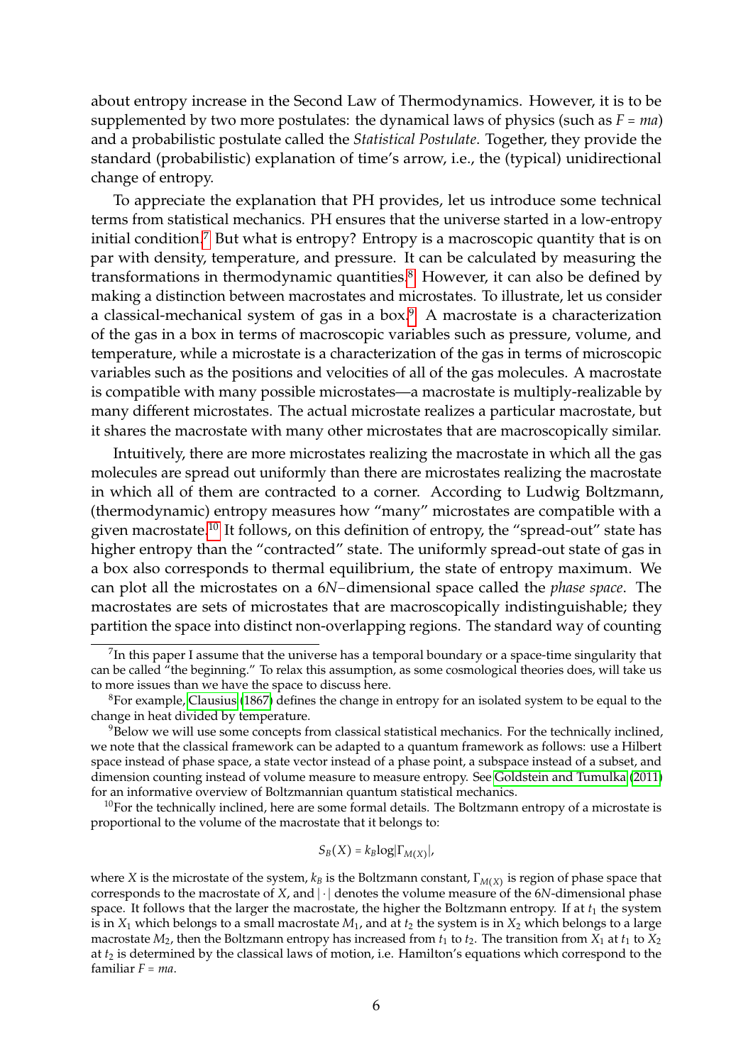about entropy increase in the Second Law of Thermodynamics. However, it is to be supplemented by two more postulates: the dynamical laws of physics (such as $F = ma$) and a probabilistic postulate called the *Statistical Postulate*. Together, they provide the standard (probabilistic) explanation of time's arrow, i.e., the (typical) unidirectional change of entropy.

To appreciate the explanation that PH provides, let us introduce some technical terms from statistical mechanics. PH ensures that the universe started in a low-entropy initial condition.[7] But what is entropy? Entropy is a macroscopic quantity that is on par with density, temperature, and pressure. It can be calculated by measuring the transformations in thermodynamic quantities.[8] However, it can also be defined by making a distinction between macrostates and microstates. To illustrate, let us consider a classical-mechanical system of gas in a box.[9] A macrostate is a characterization of the gas in a box in terms of macroscopic variables such as pressure, volume, and temperature, while a microstate is a characterization of the gas in terms of microscopic variables such as the positions and velocities of all of the gas molecules. A macrostate is compatible with many possible microstates—a macrostate is multiply-realizable by many different microstates. The actual microstate realizes a particular macrostate, but it shares the macrostate with many other microstates that are macroscopically similar.

Intuitively, there are more microstates realizing the macrostate in which all the gas molecules are spread out uniformly than there are microstates realizing the macrostate in which all of them are contracted to a corner. According to Ludwig Boltzmann, (thermodynamic) entropy measures how "many" microstates are compatible with a given macrostate.[10] It follows, on this definition of entropy, the "spread-out" state has higher entropy than the "contracted" state. The uniformly spread-out state of gas in a box also corresponds to thermal equilibrium, the state of entropy maximum. We can plot all the microstates on a $6N$–dimensional space called the *phase space*. The macrostates are sets of microstates that are macroscopically indistinguishable; they partition the space into distinct non-overlapping regions. The standard way of counting

---

[7] In this paper I assume that the universe has a temporal boundary or a space-time singularity that can be called "the beginning." To relax this assumption, as some cosmological theories does, will take us to more issues than we have the space to discuss here.

[8] For example, Clausius (1867) defines the change in entropy for an isolated system to be equal to the change in heat divided by temperature.

[9] Below we will use some concepts from classical statistical mechanics. For the technically inclined, we note that the classical framework can be adapted to a quantum framework as follows: use a Hilbert space instead of phase space, a state vector instead of a phase point, a subspace instead of a subset, and dimension counting instead of volume measure to measure entropy. See Goldstein and Tumulka (2011) for an informative overview of Boltzmannian quantum statistical mechanics.

[10] For the technically inclined, here are some formal details. The Boltzmann entropy of a microstate is proportional to the volume of the macrostate that it belongs to:

$$S_B(X) = k_B \log|\Gamma_{M(X)}|,$$

where $X$ is the microstate of the system, $k_B$ is the Boltzmann constant, $\Gamma_{M(X)}$ is region of phase space that corresponds to the macrostate of $X$, and $|\cdot|$ denotes the volume measure of the $6N$-dimensional phase space. It follows that the larger the macrostate, the higher the Boltzmann entropy. If at $t_1$ the system is in $X_1$ which belongs to a small macrostate $M_1$, and at $t_2$ the system is in $X_2$ which belongs to a large macrostate $M_2$, then the Boltzmann entropy has increased from $t_1$ to $t_2$. The transition from $X_1$ at $t_1$ to $X_2$ at $t_2$ is determined by the classical laws of motion, i.e. Hamilton's equations which correspond to the familiar $F = ma$.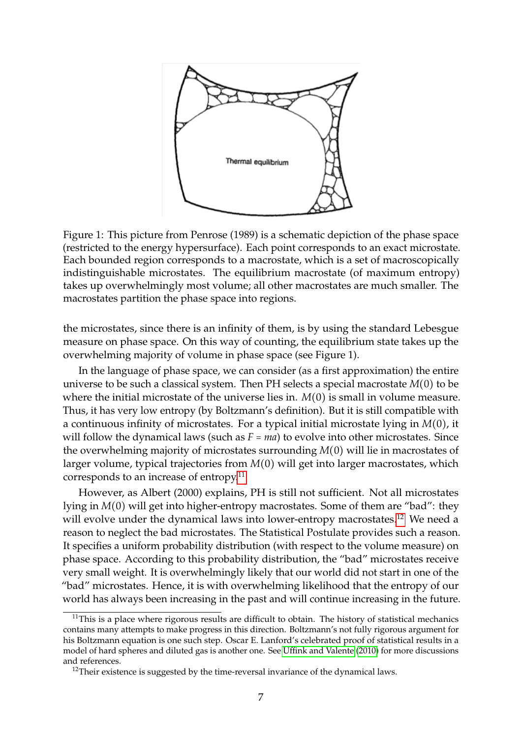Figure 1: This picture from Penrose (1989) is a schematic depiction of the phase space (restricted to the energy hypersurface). Each point corresponds to an exact microstate. Each bounded region corresponds to a macrostate, which is a set of macroscopically indistinguishable microstates. The equilibrium macrostate (of maximum entropy) takes up overwhelmingly most volume; all other macrostates are much smaller. The macrostates partition the phase space into regions.

the microstates, since there is an infinity of them, is by using the standard Lebesgue measure on phase space. On this way of counting, the equilibrium state takes up the overwhelming majority of volume in phase space (see Figure 1).

In the language of phase space, we can consider (as a first approximation) the entire universe to be such a classical system. Then PH selects a special macrostate $M(0)$ to be where the initial microstate of the universe lies in. $M(0)$ is small in volume measure. Thus, it has very low entropy (by Boltzmann's definition). But it is still compatible with a continuous infinity of microstates. For a typical initial microstate lying in $M(0)$, it will follow the dynamical laws (such as $F = ma$) to evolve into other microstates. Since the overwhelming majority of microstates surrounding $M(0)$ will lie in macrostates of larger volume, typical trajectories from $M(0)$ will get into larger macrostates, which corresponds to an increase of entropy.[11]

However, as Albert (2000) explains, PH is still not sufficient. Not all microstates lying in $M(0)$ will get into higher-entropy macrostates. Some of them are "bad": they will evolve under the dynamical laws into lower-entropy macrostates.[12] We need a reason to neglect the bad microstates. The Statistical Postulate provides such a reason. It specifies a uniform probability distribution (with respect to the volume measure) on phase space. According to this probability distribution, the "bad" microstates receive very small weight. It is overwhelmingly likely that our world did not start in one of the "bad" microstates. Hence, it is with overwhelming likelihood that the entropy of our world has always been increasing in the past and will continue increasing in the future.

[11] This is a place where rigorous results are difficult to obtain. The history of statistical mechanics contains many attempts to make progress in this direction. Boltzmann's not fully rigorous argument for his Boltzmann equation is one such step. Oscar E. Lanford's celebrated proof of statistical results in a model of hard spheres and diluted gas is another one. See Uffink and Valente (2010) for more discussions and references.

[12] Their existence is suggested by the time-reversal invariance of the dynamical laws.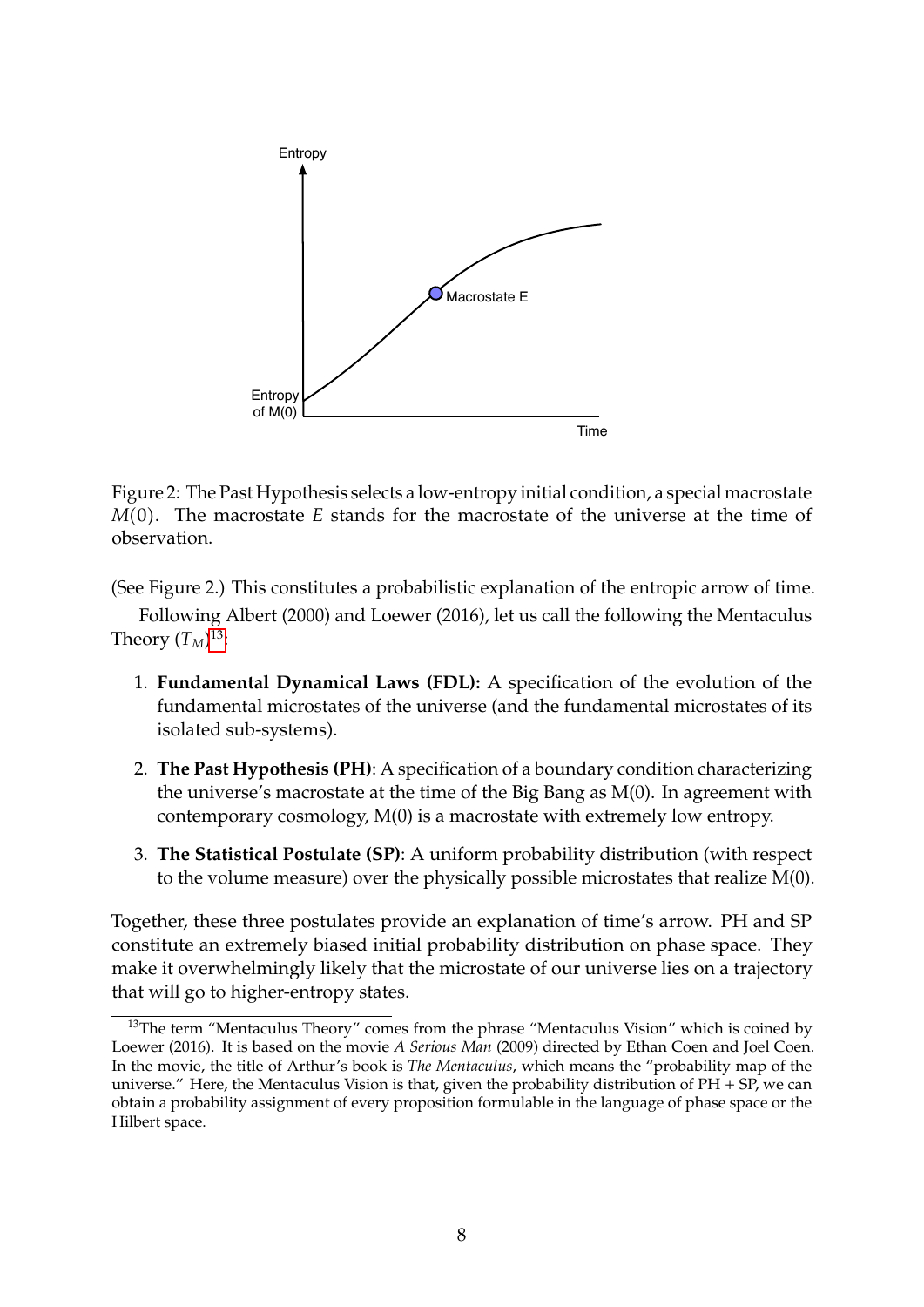Figure 2: The Past Hypothesis selects a low-entropy initial condition, a special macrostate $M(0)$. The macrostate $E$ stands for the macrostate of the universe at the time of observation.

(See Figure 2.) This constitutes a probabilistic explanation of the entropic arrow of time.

Following Albert (2000) and Loewer (2016), let us call the following the Mentaculus Theory ($T_M$)[13]:

1. **Fundamental Dynamical Laws (FDL):** A specification of the evolution of the fundamental microstates of the universe (and the fundamental microstates of its isolated sub-systems).

2. **The Past Hypothesis (PH)**: A specification of a boundary condition characterizing the universe's macrostate at the time of the Big Bang as M(0). In agreement with contemporary cosmology, M(0) is a macrostate with extremely low entropy.

3. **The Statistical Postulate (SP)**: A uniform probability distribution (with respect to the volume measure) over the physically possible microstates that realize M(0).

Together, these three postulates provide an explanation of time's arrow. PH and SP constitute an extremely biased initial probability distribution on phase space. They make it overwhelmingly likely that the microstate of our universe lies on a trajectory that will go to higher-entropy states.

[13] The term "Mentaculus Theory" comes from the phrase "Mentaculus Vision" which is coined by Loewer (2016). It is based on the movie *A Serious Man* (2009) directed by Ethan Coen and Joel Coen. In the movie, the title of Arthur's book is *The Mentaculus*, which means the "probability map of the universe." Here, the Mentaculus Vision is that, given the probability distribution of PH + SP, we can obtain a probability assignment of every proposition formulable in the language of phase space or the Hilbert space.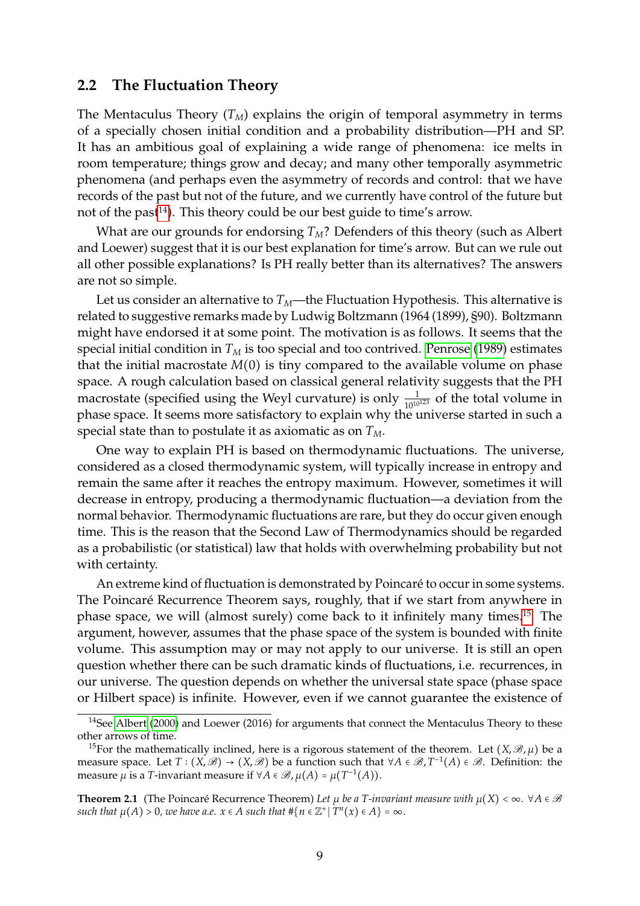## 2.2 The Fluctuation Theory

The Mentaculus Theory ($T_M$) explains the origin of temporal asymmetry in terms of a specially chosen initial condition and a probability distribution—PH and SP. It has an ambitious goal of explaining a wide range of phenomena: ice melts in room temperature; things grow and decay; and many other temporally asymmetric phenomena (and perhaps even the asymmetry of records and control: that we have records of the past but not of the future, and we currently have control of the future but not of the past[14]). This theory could be our best guide to time's arrow.

What are our grounds for endorsing $T_M$? Defenders of this theory (such as Albert and Loewer) suggest that it is our best explanation for time's arrow. But can we rule out all other possible explanations? Is PH really better than its alternatives? The answers are not so simple.

Let us consider an alternative to $T_M$—the Fluctuation Hypothesis. This alternative is related to suggestive remarks made by Ludwig Boltzmann (1964 (1899), §90). Boltzmann might have endorsed it at some point. The motivation is as follows. It seems that the special initial condition in $T_M$ is too special and too contrived. Penrose (1989) estimates that the initial macrostate $M(0)$ is tiny compared to the available volume on phase space. A rough calculation based on classical general relativity suggests that the PH macrostate (specified using the Weyl curvature) is only $\frac{1}{10^{10^{123}}}$ of the total volume in phase space. It seems more satisfactory to explain why the universe started in such a special state than to postulate it as axiomatic as on $T_M$.

One way to explain PH is based on thermodynamic fluctuations. The universe, considered as a closed thermodynamic system, will typically increase in entropy and remain the same after it reaches the entropy maximum. However, sometimes it will decrease in entropy, producing a thermodynamic fluctuation—a deviation from the normal behavior. Thermodynamic fluctuations are rare, but they do occur given enough time. This is the reason that the Second Law of Thermodynamics should be regarded as a probabilistic (or statistical) law that holds with overwhelming probability but not with certainty.

An extreme kind of fluctuation is demonstrated by Poincaré to occur in some systems. The Poincaré Recurrence Theorem says, roughly, that if we start from anywhere in phase space, we will (almost surely) come back to it infinitely many times.[15] The argument, however, assumes that the phase space of the system is bounded with finite volume. This assumption may or may not apply to our universe. It is still an open question whether there can be such dramatic kinds of fluctuations, i.e. recurrences, in our universe. The question depends on whether the universal state space (phase space or Hilbert space) is infinite. However, even if we cannot guarantee the existence of

---

[14] See Albert (2000) and Loewer (2016) for arguments that connect the Mentaculus Theory to these other arrows of time.

[15] For the mathematically inclined, here is a rigorous statement of the theorem. Let $(X, \mathscr{B}, \mu)$ be a measure space. Let $T : (X, \mathscr{B}) \to (X, \mathscr{B})$ be a function such that $\forall A \in \mathscr{B}, T^{-1}(A) \in \mathscr{B}$. Definition: the measure $\mu$ is a $T$-invariant measure if $\forall A \in \mathscr{B}, \mu(A) = \mu(T^{-1}(A))$.

**Theorem 2.1** (The Poincaré Recurrence Theorem) *Let $\mu$ be a $T$-invariant measure with $\mu(X) < \infty$. $\forall A \in \mathscr{B}$ such that $\mu(A) > 0$, we have a.e. $x \in A$ such that $\#\{n \in \mathbb{Z}^+ \mid T^n(x) \in A\} = \infty$.*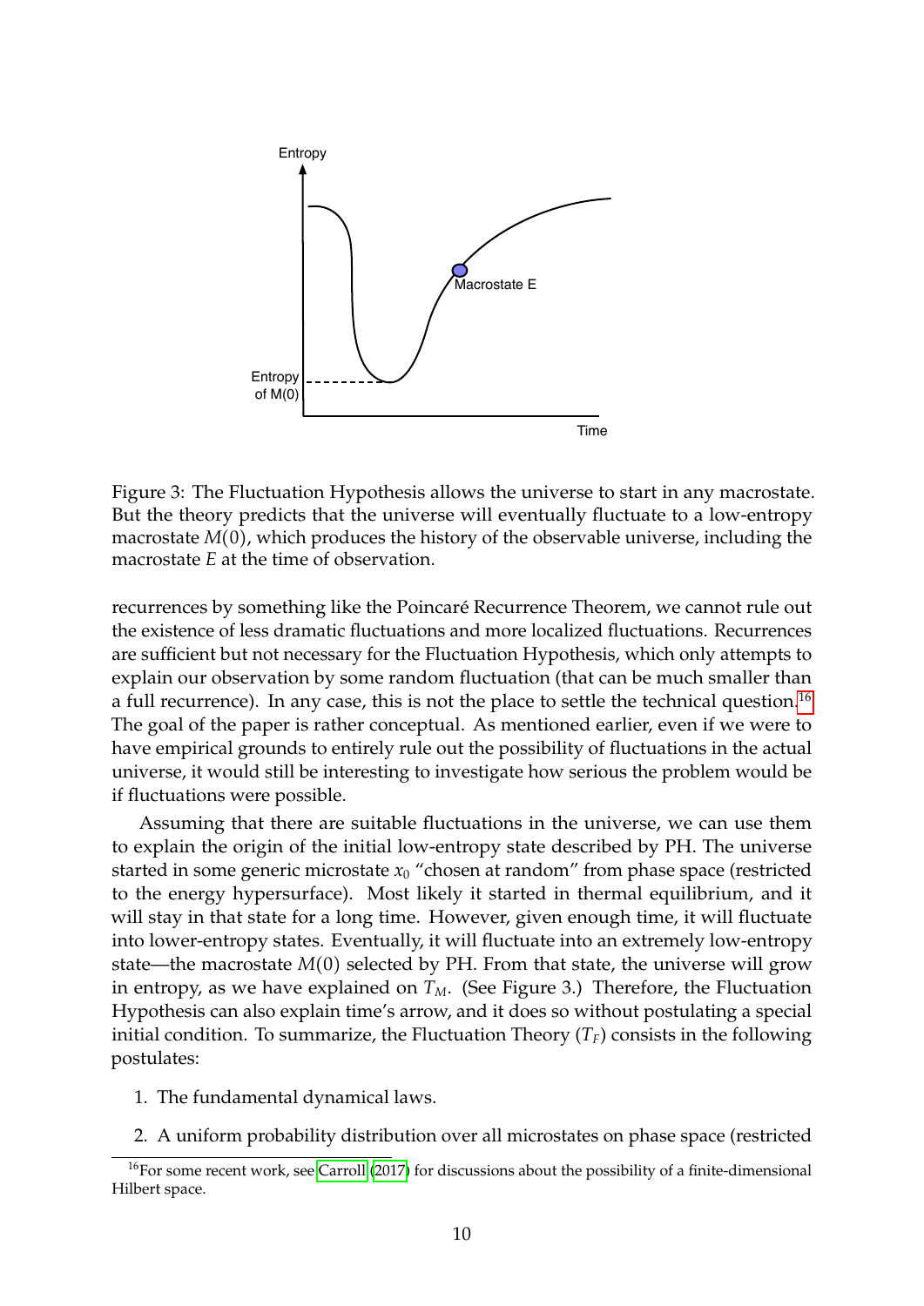Figure 3: The Fluctuation Hypothesis allows the universe to start in any macrostate. But the theory predicts that the universe will eventually fluctuate to a low-entropy macrostate $M(0)$, which produces the history of the observable universe, including the macrostate $E$ at the time of observation.

recurrences by something like the Poincaré Recurrence Theorem, we cannot rule out the existence of less dramatic fluctuations and more localized fluctuations. Recurrences are sufficient but not necessary for the Fluctuation Hypothesis, which only attempts to explain our observation by some random fluctuation (that can be much smaller than a full recurrence). In any case, this is not the place to settle the technical question.[16] The goal of the paper is rather conceptual. As mentioned earlier, even if we were to have empirical grounds to entirely rule out the possibility of fluctuations in the actual universe, it would still be interesting to investigate how serious the problem would be if fluctuations were possible.

Assuming that there are suitable fluctuations in the universe, we can use them to explain the origin of the initial low-entropy state described by PH. The universe started in some generic microstate $x_0$ "chosen at random" from phase space (restricted to the energy hypersurface). Most likely it started in thermal equilibrium, and it will stay in that state for a long time. However, given enough time, it will fluctuate into lower-entropy states. Eventually, it will fluctuate into an extremely low-entropy state—the macrostate $M(0)$ selected by PH. From that state, the universe will grow in entropy, as we have explained on $T_M$. (See Figure 3.) Therefore, the Fluctuation Hypothesis can also explain time's arrow, and it does so without postulating a special initial condition. To summarize, the Fluctuation Theory ($T_F$) consists in the following postulates:

1. The fundamental dynamical laws.
2. A uniform probability distribution over all microstates on phase space (restricted

[16] For some recent work, see Carroll (2017) for discussions about the possibility of a finite-dimensional Hilbert space.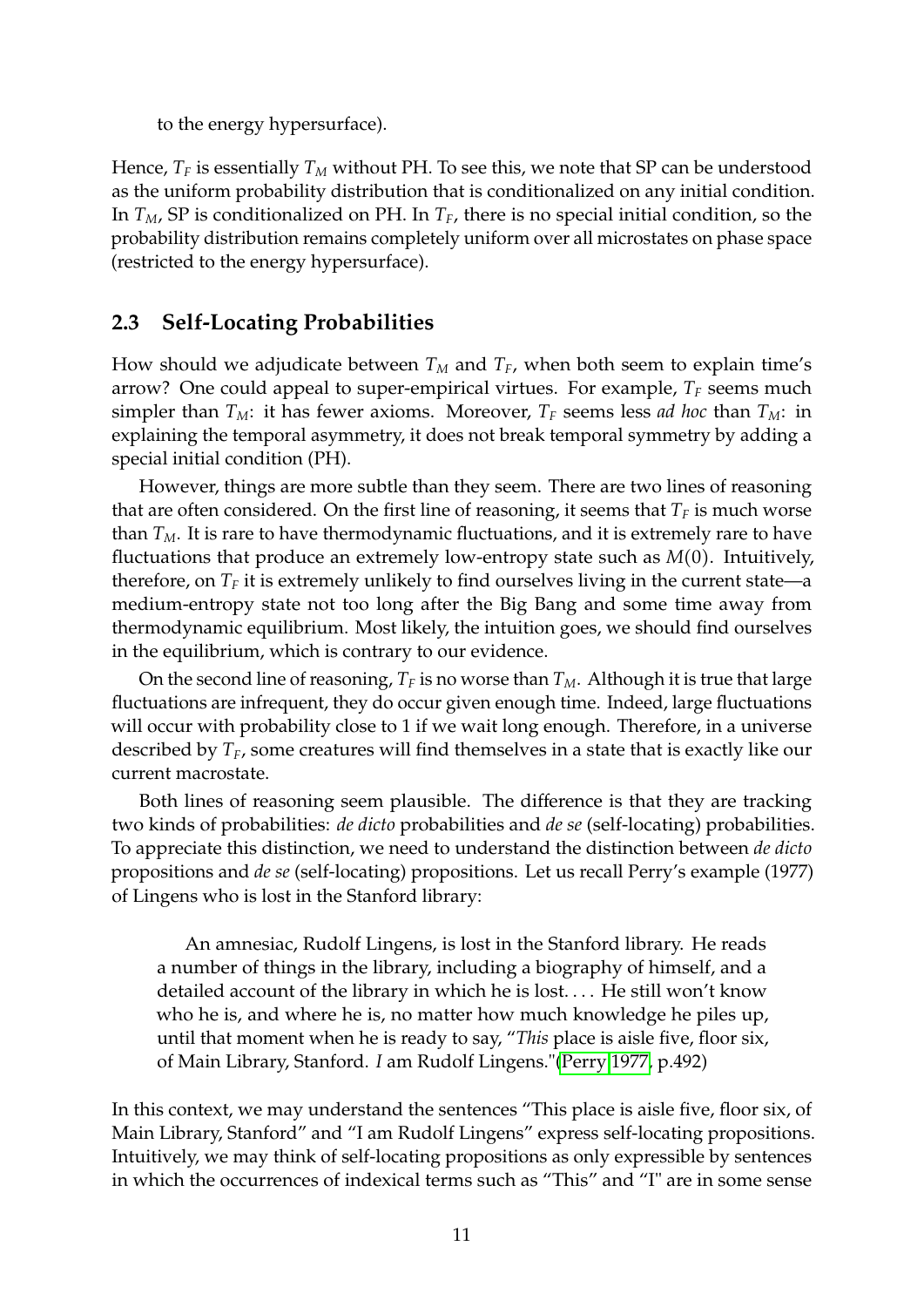to the energy hypersurface).

Hence, $T_F$ is essentially $T_M$ without PH. To see this, we note that SP can be understood as the uniform probability distribution that is conditionalized on any initial condition. In $T_M$, SP is conditionalized on PH. In $T_F$, there is no special initial condition, so the probability distribution remains completely uniform over all microstates on phase space (restricted to the energy hypersurface).

## 2.3 Self-Locating Probabilities

How should we adjudicate between $T_M$ and $T_F$, when both seem to explain time's arrow? One could appeal to super-empirical virtues. For example, $T_F$ seems much simpler than $T_M$: it has fewer axioms. Moreover, $T_F$ seems less *ad hoc* than $T_M$: in explaining the temporal asymmetry, it does not break temporal symmetry by adding a special initial condition (PH).

However, things are more subtle than they seem. There are two lines of reasoning that are often considered. On the first line of reasoning, it seems that $T_F$ is much worse than $T_M$. It is rare to have thermodynamic fluctuations, and it is extremely rare to have fluctuations that produce an extremely low-entropy state such as $M(0)$. Intuitively, therefore, on $T_F$ it is extremely unlikely to find ourselves living in the current state—a medium-entropy state not too long after the Big Bang and some time away from thermodynamic equilibrium. Most likely, the intuition goes, we should find ourselves in the equilibrium, which is contrary to our evidence.

On the second line of reasoning, $T_F$ is no worse than $T_M$. Although it is true that large fluctuations are infrequent, they do occur given enough time. Indeed, large fluctuations will occur with probability close to 1 if we wait long enough. Therefore, in a universe described by $T_F$, some creatures will find themselves in a state that is exactly like our current macrostate.

Both lines of reasoning seem plausible. The difference is that they are tracking two kinds of probabilities: *de dicto* probabilities and *de se* (self-locating) probabilities. To appreciate this distinction, we need to understand the distinction between *de dicto* propositions and *de se* (self-locating) propositions. Let us recall Perry's example (1977) of Lingens who is lost in the Stanford library:

> An amnesiac, Rudolf Lingens, is lost in the Stanford library. He reads a number of things in the library, including a biography of himself, and a detailed account of the library in which he is lost. . . . He still won't know who he is, and where he is, no matter how much knowledge he piles up, until that moment when he is ready to say, "*This* place is aisle five, floor six, of Main Library, Stanford. *I* am Rudolf Lingens."(Perry 1977, p.492)

In this context, we may understand the sentences "This place is aisle five, floor six, of Main Library, Stanford" and "I am Rudolf Lingens" express self-locating propositions. Intuitively, we may think of self-locating propositions as only expressible by sentences in which the occurrences of indexical terms such as "This" and "I" are in some sense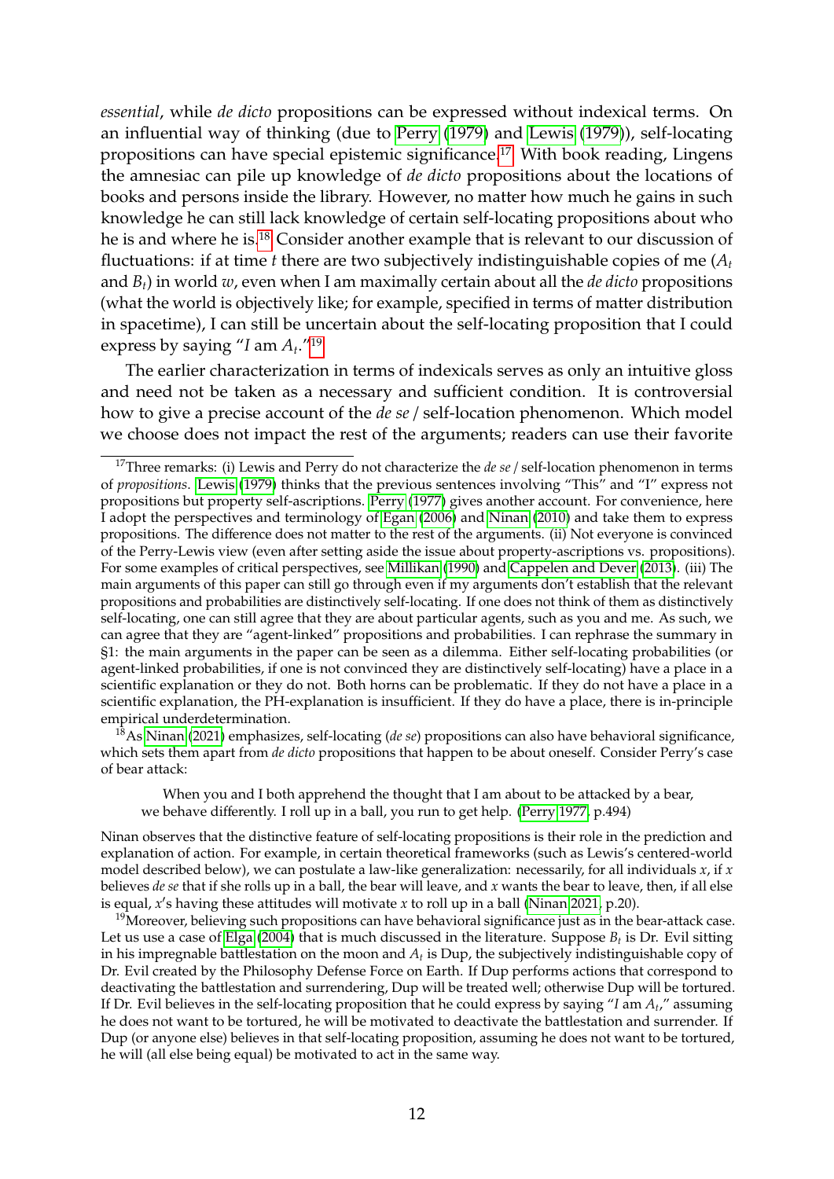*essential*, while *de dicto* propositions can be expressed without indexical terms. On an influential way of thinking (due to Perry (1979) and Lewis (1979)), self-locating propositions can have special epistemic significance.[17] With book reading, Lingens the amnesiac can pile up knowledge of *de dicto* propositions about the locations of books and persons inside the library. However, no matter how much he gains in such knowledge he can still lack knowledge of certain self-locating propositions about who he is and where he is.[18] Consider another example that is relevant to our discussion of fluctuations: if at time $t$ there are two subjectively indistinguishable copies of me ($A_t$ and $B_t$) in world $w$, even when I am maximally certain about all the *de dicto* propositions (what the world is objectively like; for example, specified in terms of matter distribution in spacetime), I can still be uncertain about the self-locating proposition that I could express by saying "*I* am $A_t$."[19]

The earlier characterization in terms of indexicals serves as only an intuitive gloss and need not be taken as a necessary and sufficient condition. It is controversial how to give a precise account of the *de se* / self-location phenomenon. Which model we choose does not impact the rest of the arguments; readers can use their favorite

---

[17] Three remarks: (i) Lewis and Perry do not characterize the *de se* / self-location phenomenon in terms of *propositions*. Lewis (1979) thinks that the previous sentences involving "This" and "I" express not propositions but property self-ascriptions. Perry (1977) gives another account. For convenience, here I adopt the perspectives and terminology of Egan (2006) and Ninan (2010) and take them to express propositions. The difference does not matter to the rest of the arguments. (ii) Not everyone is convinced of the Perry-Lewis view (even after setting aside the issue about property-ascriptions vs. propositions). For some examples of critical perspectives, see Millikan (1990) and Cappelen and Dever (2013). (iii) The main arguments of this paper can still go through even if my arguments don't establish that the relevant propositions and probabilities are distinctively self-locating. If one does not think of them as distinctively self-locating, one can still agree that they are about particular agents, such as you and me. As such, we can agree that they are "agent-linked" propositions and probabilities. I can rephrase the summary in §1: the main arguments in the paper can be seen as a dilemma. Either self-locating probabilities (or agent-linked probabilities, if one is not convinced they are distinctively self-locating) have a place in a scientific explanation or they do not. Both horns can be problematic. If they do not have a place in a scientific explanation, the PH-explanation is insufficient. If they do have a place, there is in-principle empirical underdetermination.

[18] As Ninan (2021) emphasizes, self-locating (*de se*) propositions can also have behavioral significance, which sets them apart from *de dicto* propositions that happen to be about oneself. Consider Perry's case of bear attack:

> When you and I both apprehend the thought that I am about to be attacked by a bear, we behave differently. I roll up in a ball, you run to get help. (Perry 1977, p.494)

Ninan observes that the distinctive feature of self-locating propositions is their role in the prediction and explanation of action. For example, in certain theoretical frameworks (such as Lewis's centered-world model described below), we can postulate a law-like generalization: necessarily, for all individuals $x$, if $x$ believes *de se* that if she rolls up in a ball, the bear will leave, and $x$ wants the bear to leave, then, if all else is equal, $x$'s having these attitudes will motivate $x$ to roll up in a ball (Ninan 2021, p.20).

[19] Moreover, believing such propositions can have behavioral significance just as in the bear-attack case. Let us use a case of Elga (2004) that is much discussed in the literature. Suppose $B_t$ is Dr. Evil sitting in his impregnable battlestation on the moon and $A_t$ is Dup, the subjectively indistinguishable copy of Dr. Evil created by the Philosophy Defense Force on Earth. If Dup performs actions that correspond to deactivating the battlestation and surrendering, Dup will be treated well; otherwise Dup will be tortured. If Dr. Evil believes in the self-locating proposition that he could express by saying "*I* am $A_t$," assuming he does not want to be tortured, he will be motivated to deactivate the battlestation and surrender. If Dup (or anyone else) believes in that self-locating proposition, assuming he does not want to be tortured, he will (all else being equal) be motivated to act in the same way.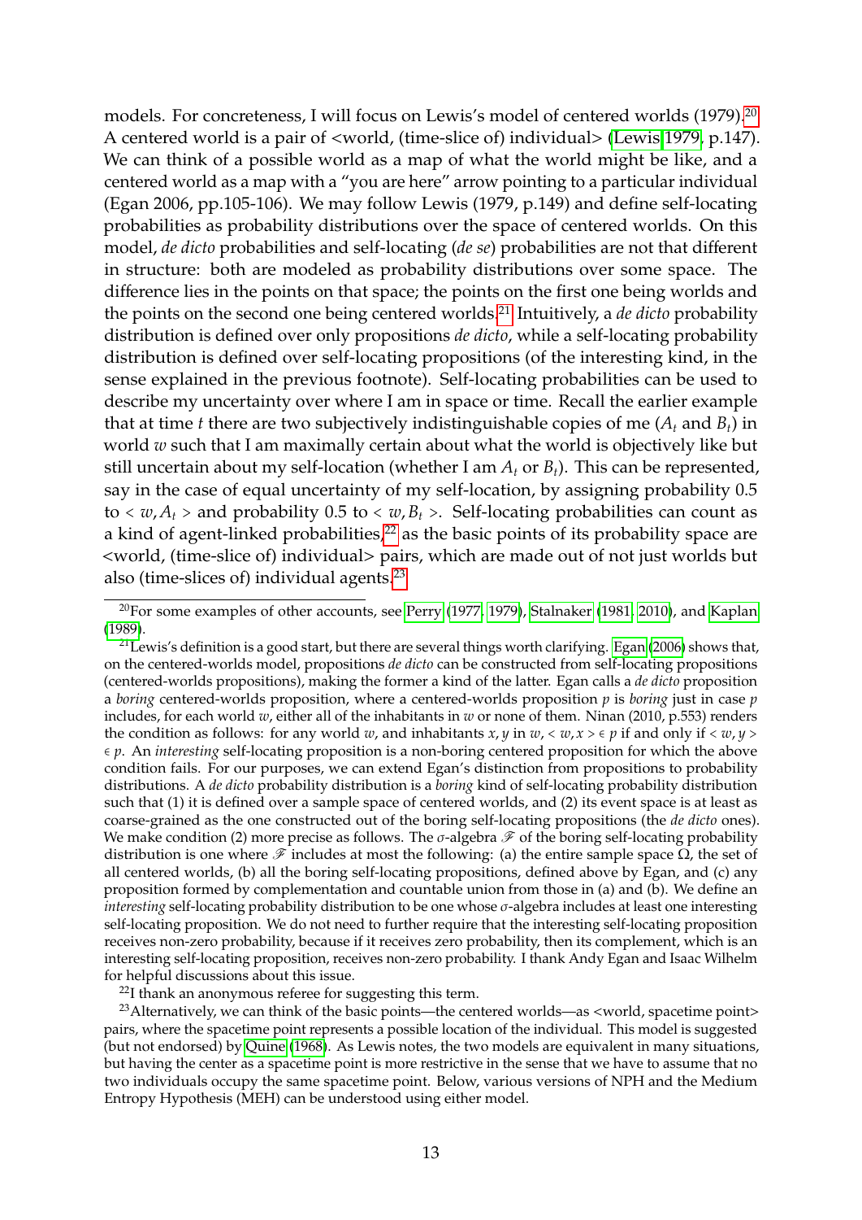models. For concreteness, I will focus on Lewis's model of centered worlds (1979).[20] A centered world is a pair of <world, (time-slice of) individual> (Lewis 1979, p.147). We can think of a possible world as a map of what the world might be like, and a centered world as a map with a "you are here" arrow pointing to a particular individual (Egan 2006, pp.105-106). We may follow Lewis (1979, p.149) and define self-locating probabilities as probability distributions over the space of centered worlds. On this model, *de dicto* probabilities and self-locating (*de se*) probabilities are not that different in structure: both are modeled as probability distributions over some space. The difference lies in the points on that space; the points on the first one being worlds and the points on the second one being centered worlds.[21] Intuitively, a *de dicto* probability distribution is defined over only propositions *de dicto*, while a self-locating probability distribution is defined over self-locating propositions (of the interesting kind, in the sense explained in the previous footnote). Self-locating probabilities can be used to describe my uncertainty over where I am in space or time. Recall the earlier example that at time $t$ there are two subjectively indistinguishable copies of me ($A_t$ and $B_t$) in world $w$ such that I am maximally certain about what the world is objectively like but still uncertain about my self-location (whether I am $A_t$ or $B_t$). This can be represented, say in the case of equal uncertainty of my self-location, by assigning probability 0.5 to $< w, A_t >$ and probability 0.5 to $< w, B_t >$. Self-locating probabilities can count as a kind of agent-linked probabilities,[22] as the basic points of its probability space are <world, (time-slice of) individual> pairs, which are made out of not just worlds but also (time-slices of) individual agents.[23]

---

[20] For some examples of other accounts, see Perry (1977, 1979), Stalnaker (1981, 2010), and Kaplan (1989).

[21] Lewis's definition is a good start, but there are several things worth clarifying. Egan (2006) shows that, on the centered-worlds model, propositions *de dicto* can be constructed from self-locating propositions (centered-worlds propositions), making the former a kind of the latter. Egan calls a *de dicto* proposition a *boring* centered-worlds proposition, where a centered-worlds proposition $p$ is *boring* just in case $p$ includes, for each world $w$, either all of the inhabitants in $w$ or none of them. Ninan (2010, p.553) renders the condition as follows: for any world $w$, and inhabitants $x, y$ in $w$, $< w, x > \in p$ if and only if $< w, y > \in p$. An *interesting* self-locating proposition is a non-boring centered proposition for which the above condition fails. For our purposes, we can extend Egan's distinction from propositions to probability distributions. A *de dicto* probability distribution is a *boring* kind of self-locating probability distribution such that (1) it is defined over a sample space of centered worlds, and (2) its event space is at least as coarse-grained as the one constructed out of the boring self-locating propositions (the *de dicto* ones). We make condition (2) more precise as follows. The $\sigma$-algebra $\mathscr{F}$ of the boring self-locating probability distribution is one where $\mathscr{F}$ includes at most the following: (a) the entire sample space $\Omega$, the set of all centered worlds, (b) all the boring self-locating propositions, defined above by Egan, and (c) any proposition formed by complementation and countable union from those in (a) and (b). We define an *interesting* self-locating probability distribution to be one whose $\sigma$-algebra includes at least one interesting self-locating proposition. We do not need to further require that the interesting self-locating proposition receives non-zero probability, because if it receives zero probability, then its complement, which is an interesting self-locating proposition, receives non-zero probability. I thank Andy Egan and Isaac Wilhelm for helpful discussions about this issue.

[22] I thank an anonymous referee for suggesting this term.

[23] Alternatively, we can think of the basic points—the centered worlds—as <world, spacetime point> pairs, where the spacetime point represents a possible location of the individual. This model is suggested (but not endorsed) by Quine (1968). As Lewis notes, the two models are equivalent in many situations, but having the center as a spacetime point is more restrictive in the sense that we have to assume that no two individuals occupy the same spacetime point. Below, various versions of NPH and the Medium Entropy Hypothesis (MEH) can be understood using either model.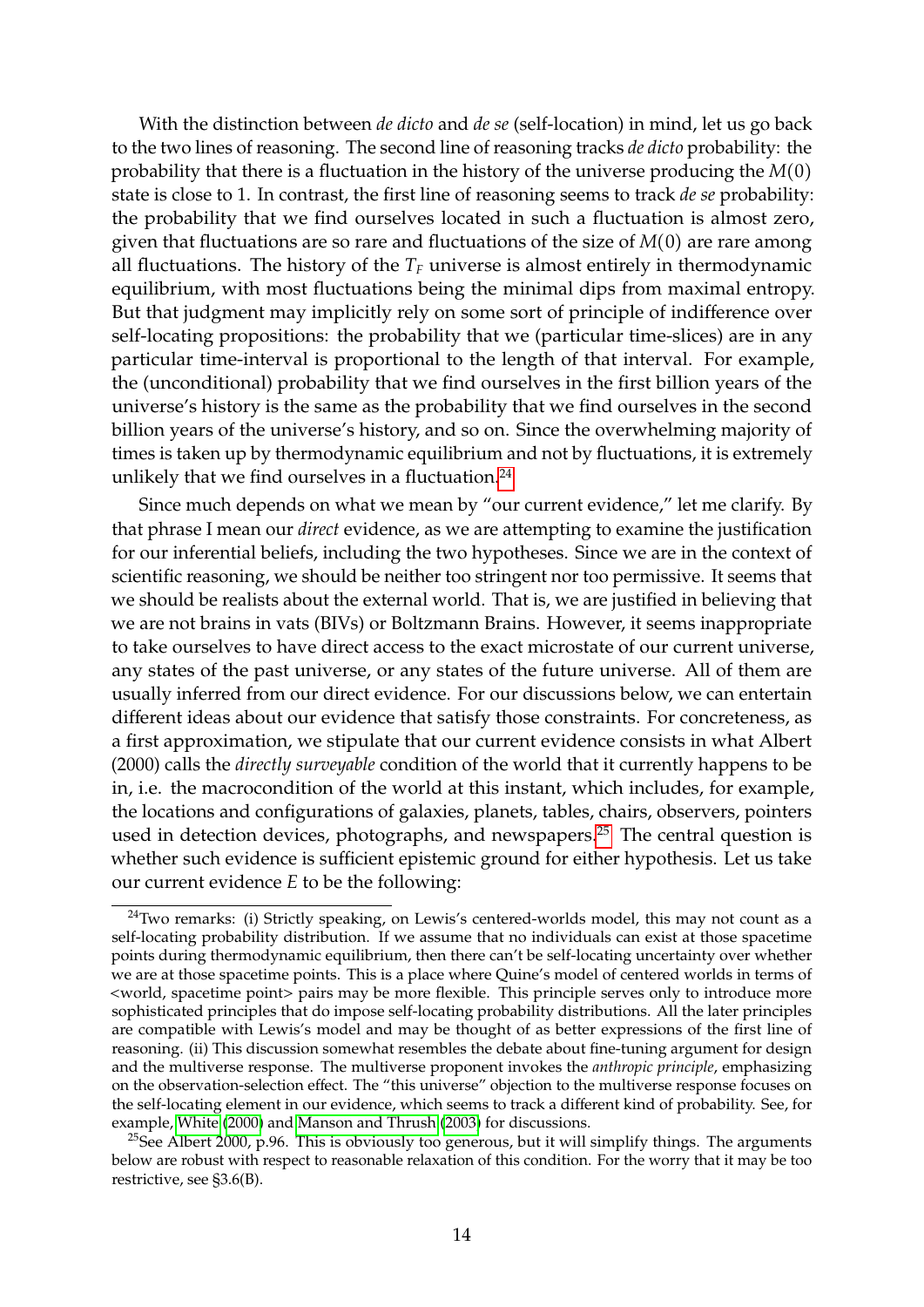With the distinction between *de dicto* and *de se* (self-location) in mind, let us go back to the two lines of reasoning. The second line of reasoning tracks *de dicto* probability: the probability that there is a fluctuation in the history of the universe producing the $M(0)$ state is close to 1. In contrast, the first line of reasoning seems to track *de se* probability: the probability that we find ourselves located in such a fluctuation is almost zero, given that fluctuations are so rare and fluctuations of the size of $M(0)$ are rare among all fluctuations. The history of the $T_F$ universe is almost entirely in thermodynamic equilibrium, with most fluctuations being the minimal dips from maximal entropy. But that judgment may implicitly rely on some sort of principle of indifference over self-locating propositions: the probability that we (particular time-slices) are in any particular time-interval is proportional to the length of that interval. For example, the (unconditional) probability that we find ourselves in the first billion years of the universe's history is the same as the probability that we find ourselves in the second billion years of the universe's history, and so on. Since the overwhelming majority of times is taken up by thermodynamic equilibrium and not by fluctuations, it is extremely unlikely that we find ourselves in a fluctuation.[24]

Since much depends on what we mean by "our current evidence," let me clarify. By that phrase I mean our *direct* evidence, as we are attempting to examine the justification for our inferential beliefs, including the two hypotheses. Since we are in the context of scientific reasoning, we should be neither too stringent nor too permissive. It seems that we should be realists about the external world. That is, we are justified in believing that we are not brains in vats (BIVs) or Boltzmann Brains. However, it seems inappropriate to take ourselves to have direct access to the exact microstate of our current universe, any states of the past universe, or any states of the future universe. All of them are usually inferred from our direct evidence. For our discussions below, we can entertain different ideas about our evidence that satisfy those constraints. For concreteness, as a first approximation, we stipulate that our current evidence consists in what Albert (2000) calls the *directly surveyable* condition of the world that it currently happens to be in, i.e. the macrocondition of the world at this instant, which includes, for example, the locations and configurations of galaxies, planets, tables, chairs, observers, pointers used in detection devices, photographs, and newspapers.[25] The central question is whether such evidence is sufficient epistemic ground for either hypothesis. Let us take our current evidence $E$ to be the following:

---

[24] Two remarks: (i) Strictly speaking, on Lewis's centered-worlds model, this may not count as a self-locating probability distribution. If we assume that no individuals can exist at those spacetime points during thermodynamic equilibrium, then there can't be self-locating uncertainty over whether we are at those spacetime points. This is a place where Quine's model of centered worlds in terms of <world, spacetime point> pairs may be more flexible. This principle serves only to introduce more sophisticated principles that do impose self-locating probability distributions. All the later principles are compatible with Lewis's model and may be thought of as better expressions of the first line of reasoning. (ii) This discussion somewhat resembles the debate about fine-tuning argument for design and the multiverse response. The multiverse proponent invokes the *anthropic principle*, emphasizing on the observation-selection effect. The "this universe" objection to the multiverse response focuses on the self-locating element in our evidence, which seems to track a different kind of probability. See, for example, White (2000) and Manson and Thrush (2003) for discussions.

[25] See Albert 2000, p.96. This is obviously too generous, but it will simplify things. The arguments below are robust with respect to reasonable relaxation of this condition. For the worry that it may be too restrictive, see §3.6(B).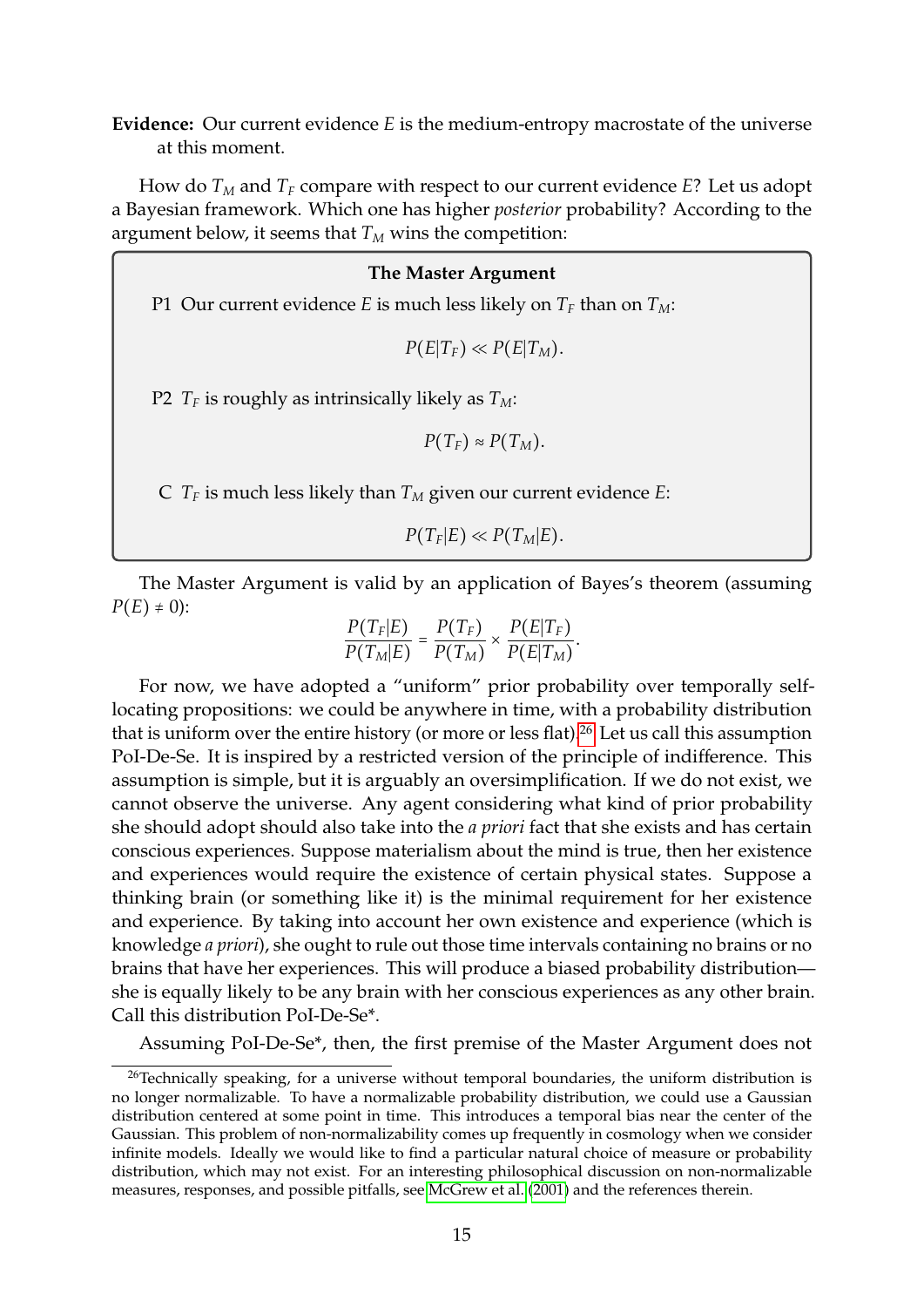**Evidence:** Our current evidence $E$ is the medium-entropy macrostate of the universe at this moment.

How do $T_M$ and $T_F$ compare with respect to our current evidence $E$? Let us adopt a Bayesian framework. Which one has higher *posterior* probability? According to the argument below, it seems that $T_M$ wins the competition:

> **The Master Argument**
>
> P1 Our current evidence $E$ is much less likely on $T_F$ than on $T_M$:
>
> $$P(E|T_F) \ll P(E|T_M).$$
>
> P2 $T_F$ is roughly as intrinsically likely as $T_M$:
>
> $$P(T_F) \approx P(T_M).$$
>
> C $T_F$ is much less likely than $T_M$ given our current evidence $E$:
>
> $$P(T_F|E) \ll P(T_M|E).$$

The Master Argument is valid by an application of Bayes's theorem (assuming $P(E) \neq 0$):

$$\frac{P(T_F|E)}{P(T_M|E)} = \frac{P(T_F)}{P(T_M)} \times \frac{P(E|T_F)}{P(E|T_M)}.$$

For now, we have adopted a "uniform" prior probability over temporally self-locating propositions: we could be anywhere in time, with a probability distribution that is uniform over the entire history (or more or less flat).[26] Let us call this assumption PoI-De-Se. It is inspired by a restricted version of the principle of indifference. This assumption is simple, but it is arguably an oversimplification. If we do not exist, we cannot observe the universe. Any agent considering what kind of prior probability she should adopt should also take into the *a priori* fact that she exists and has certain conscious experiences. Suppose materialism about the mind is true, then her existence and experiences would require the existence of certain physical states. Suppose a thinking brain (or something like it) is the minimal requirement for her existence and experience. By taking into account her own existence and experience (which is knowledge *a priori*), she ought to rule out those time intervals containing no brains or no brains that have her experiences. This will produce a biased probability distribution—she is equally likely to be any brain with her conscious experiences as any other brain. Call this distribution PoI-De-Se*.

Assuming PoI-De-Se*, then, the first premise of the Master Argument does not

---

[26] Technically speaking, for a universe without temporal boundaries, the uniform distribution is no longer normalizable. To have a normalizable probability distribution, we could use a Gaussian distribution centered at some point in time. This introduces a temporal bias near the center of the Gaussian. This problem of non-normalizability comes up frequently in cosmology when we consider infinite models. Ideally we would like to find a particular natural choice of measure or probability distribution, which may not exist. For an interesting philosophical discussion on non-normalizable measures, responses, and possible pitfalls, see McGrew et al. (2001) and the references therein.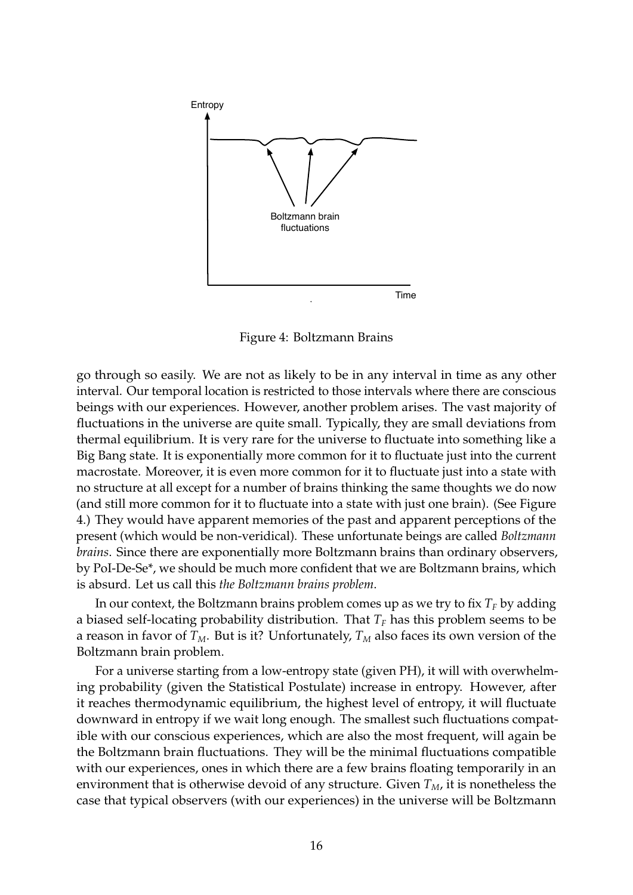Figure 4: Boltzmann Brains

go through so easily. We are not as likely to be in any interval in time as any other interval. Our temporal location is restricted to those intervals where there are conscious beings with our experiences. However, another problem arises. The vast majority of fluctuations in the universe are quite small. Typically, they are small deviations from thermal equilibrium. It is very rare for the universe to fluctuate into something like a Big Bang state. It is exponentially more common for it to fluctuate just into the current macrostate. Moreover, it is even more common for it to fluctuate just into a state with no structure at all except for a number of brains thinking the same thoughts we do now (and still more common for it to fluctuate into a state with just one brain). (See Figure 4.) They would have apparent memories of the past and apparent perceptions of the present (which would be non-veridical). These unfortunate beings are called *Boltzmann brains*. Since there are exponentially more Boltzmann brains than ordinary observers, by PoI-De-Se*, we should be much more confident that we are Boltzmann brains, which is absurd. Let us call this *the Boltzmann brains problem*.

In our context, the Boltzmann brains problem comes up as we try to fix $T_F$ by adding a biased self-locating probability distribution. That $T_F$ has this problem seems to be a reason in favor of $T_M$. But is it? Unfortunately, $T_M$ also faces its own version of the Boltzmann brain problem.

For a universe starting from a low-entropy state (given PH), it will with overwhelming probability (given the Statistical Postulate) increase in entropy. However, after it reaches thermodynamic equilibrium, the highest level of entropy, it will fluctuate downward in entropy if we wait long enough. The smallest such fluctuations compatible with our conscious experiences, which are also the most frequent, will again be the Boltzmann brain fluctuations. They will be the minimal fluctuations compatible with our experiences, ones in which there are a few brains floating temporarily in an environment that is otherwise devoid of any structure. Given $T_M$, it is nonetheless the case that typical observers (with our experiences) in the universe will be Boltzmann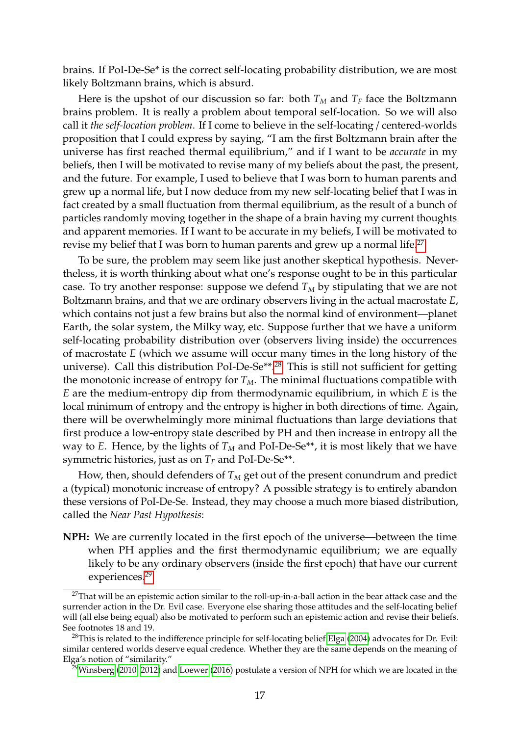brains. If PoI-De-Se* is the correct self-locating probability distribution, we are most likely Boltzmann brains, which is absurd.

Here is the upshot of our discussion so far: both $T_M$ and $T_F$ face the Boltzmann brains problem. It is really a problem about temporal self-location. So we will also call it *the self-location problem*. If I come to believe in the self-locating / centered-worlds proposition that I could express by saying, "I am the first Boltzmann brain after the universe has first reached thermal equilibrium," and if I want to be *accurate* in my beliefs, then I will be motivated to revise many of my beliefs about the past, the present, and the future. For example, I used to believe that I was born to human parents and grew up a normal life, but I now deduce from my new self-locating belief that I was in fact created by a small fluctuation from thermal equilibrium, as the result of a bunch of particles randomly moving together in the shape of a brain having my current thoughts and apparent memories. If I want to be accurate in my beliefs, I will be motivated to revise my belief that I was born to human parents and grew up a normal life.[27]

To be sure, the problem may seem like just another skeptical hypothesis. Nevertheless, it is worth thinking about what one's response ought to be in this particular case. To try another response: suppose we defend $T_M$ by stipulating that we are not Boltzmann brains, and that we are ordinary observers living in the actual macrostate $E$, which contains not just a few brains but also the normal kind of environment—planet Earth, the solar system, the Milky way, etc. Suppose further that we have a uniform self-locating probability distribution over (observers living inside) the occurrences of macrostate $E$ (which we assume will occur many times in the long history of the universe). Call this distribution PoI-De-Se**.[28] This is still not sufficient for getting the monotonic increase of entropy for $T_M$. The minimal fluctuations compatible with $E$ are the medium-entropy dip from thermodynamic equilibrium, in which $E$ is the local minimum of entropy and the entropy is higher in both directions of time. Again, there will be overwhelmingly more minimal fluctuations than large deviations that first produce a low-entropy state described by PH and then increase in entropy all the way to $E$. Hence, by the lights of $T_M$ and PoI-De-Se**, it is most likely that we have symmetric histories, just as on $T_F$ and PoI-De-Se**.

How, then, should defenders of $T_M$ get out of the present conundrum and predict a (typical) monotonic increase of entropy? A possible strategy is to entirely abandon these versions of PoI-De-Se. Instead, they may choose a much more biased distribution, called the *Near Past Hypothesis*:

**NPH:** We are currently located in the first epoch of the universe—between the time when PH applies and the first thermodynamic equilibrium; we are equally likely to be any ordinary observers (inside the first epoch) that have our current experiences.[29]

---

[27] That will be an epistemic action similar to the roll-up-in-a-ball action in the bear attack case and the surrender action in the Dr. Evil case. Everyone else sharing those attitudes and the self-locating belief will (all else being equal) also be motivated to perform such an epistemic action and revise their beliefs. See footnotes 18 and 19.

[28] This is related to the indifference principle for self-locating belief Elga (2004) advocates for Dr. Evil: similar centered worlds deserve equal credence. Whether they are the same depends on the meaning of Elga's notion of "similarity."

[29] Winsberg (2010, 2012) and Loewer (2016) postulate a version of NPH for which we are located in the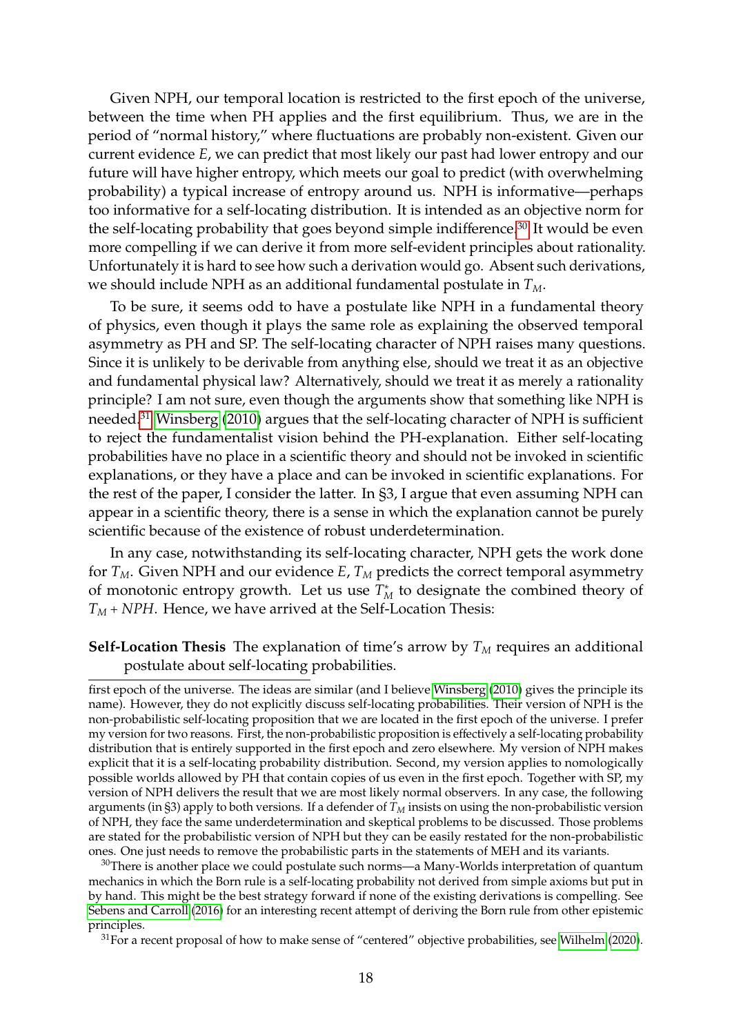Given NPH, our temporal location is restricted to the first epoch of the universe, between the time when PH applies and the first equilibrium. Thus, we are in the period of "normal history," where fluctuations are probably non-existent. Given our current evidence $E$, we can predict that most likely our past had lower entropy and our future will have higher entropy, which meets our goal to predict (with overwhelming probability) a typical increase of entropy around us. NPH is informative—perhaps too informative for a self-locating distribution. It is intended as an objective norm for the self-locating probability that goes beyond simple indifference.[30] It would be even more compelling if we can derive it from more self-evident principles about rationality. Unfortunately it is hard to see how such a derivation would go. Absent such derivations, we should include NPH as an additional fundamental postulate in $T_M$.

To be sure, it seems odd to have a postulate like NPH in a fundamental theory of physics, even though it plays the same role as explaining the observed temporal asymmetry as PH and SP. The self-locating character of NPH raises many questions. Since it is unlikely to be derivable from anything else, should we treat it as an objective and fundamental physical law? Alternatively, should we treat it as merely a rationality principle? I am not sure, even though the arguments show that something like NPH is needed.[31] Winsberg (2010) argues that the self-locating character of NPH is sufficient to reject the fundamentalist vision behind the PH-explanation. Either self-locating probabilities have no place in a scientific theory and should not be invoked in scientific explanations, or they have a place and can be invoked in scientific explanations. For the rest of the paper, I consider the latter. In §3, I argue that even assuming NPH can appear in a scientific theory, there is a sense in which the explanation cannot be purely scientific because of the existence of robust underdetermination.

In any case, notwithstanding its self-locating character, NPH gets the work done for $T_M$. Given NPH and our evidence $E$, $T_M$ predicts the correct temporal asymmetry of monotonic entropy growth. Let us use $T_M^*$ to designate the combined theory of $T_M + NPH$. Hence, we have arrived at the Self-Location Thesis:

**Self-Location Thesis** The explanation of time's arrow by $T_M$ requires an additional postulate about self-locating probabilities.

---

first epoch of the universe. The ideas are similar (and I believe Winsberg (2010) gives the principle its name). However, they do not explicitly discuss self-locating probabilities. Their version of NPH is the non-probabilistic self-locating proposition that we are located in the first epoch of the universe. I prefer my version for two reasons. First, the non-probabilistic proposition is effectively a self-locating probability distribution that is entirely supported in the first epoch and zero elsewhere. My version of NPH makes explicit that it is a self-locating probability distribution. Second, my version applies to nomologically possible worlds allowed by PH that contain copies of us even in the first epoch. Together with SP, my version of NPH delivers the result that we are most likely normal observers. In any case, the following arguments (in §3) apply to both versions. If a defender of $T_M$ insists on using the non-probabilistic version of NPH, they face the same underdetermination and skeptical problems to be discussed. Those problems are stated for the probabilistic version of NPH but they can be easily restated for the non-probabilistic ones. One just needs to remove the probabilistic parts in the statements of MEH and its variants.

[30] There is another place we could postulate such norms—a Many-Worlds interpretation of quantum mechanics in which the Born rule is a self-locating probability not derived from simple axioms but put in by hand. This might be the best strategy forward if none of the existing derivations is compelling. See Sebens and Carroll (2016) for an interesting recent attempt of deriving the Born rule from other epistemic principles.

[31] For a recent proposal of how to make sense of "centered" objective probabilities, see Wilhelm (2020).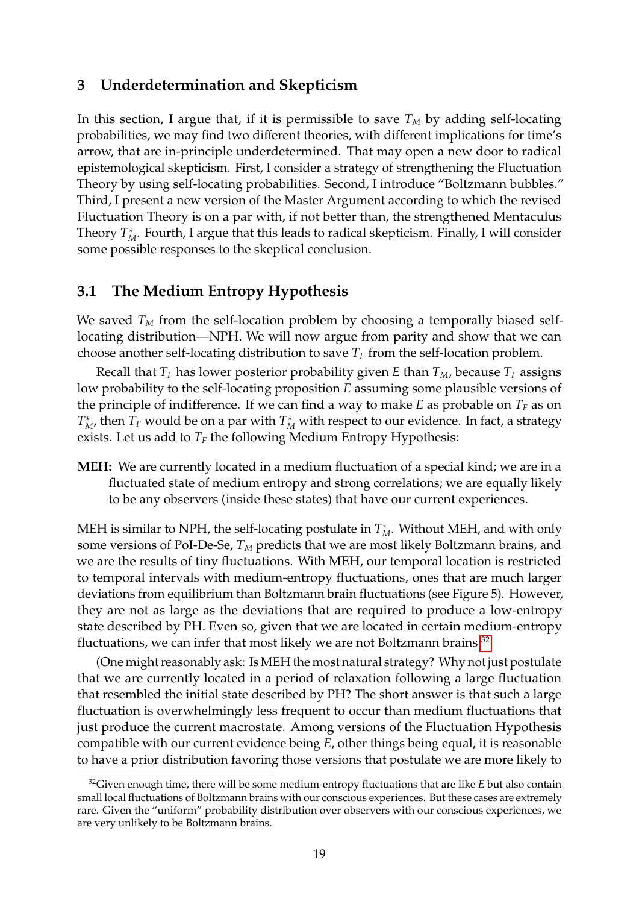## 3 Underdetermination and Skepticism

In this section, I argue that, if it is permissible to save $T_M$ by adding self-locating probabilities, we may find two different theories, with different implications for time's arrow, that are in-principle underdetermined. That may open a new door to radical epistemological skepticism. First, I consider a strategy of strengthening the Fluctuation Theory by using self-locating probabilities. Second, I introduce "Boltzmann bubbles." Third, I present a new version of the Master Argument according to which the revised Fluctuation Theory is on a par with, if not better than, the strengthened Mentaculus Theory $T_M^*$. Fourth, I argue that this leads to radical skepticism. Finally, I will consider some possible responses to the skeptical conclusion.

### 3.1 The Medium Entropy Hypothesis

We saved $T_M$ from the self-location problem by choosing a temporally biased self-locating distribution—NPH. We will now argue from parity and show that we can choose another self-locating distribution to save $T_F$ from the self-location problem.

Recall that $T_F$ has lower posterior probability given $E$ than $T_M$, because $T_F$ assigns low probability to the self-locating proposition $E$ assuming some plausible versions of the principle of indifference. If we can find a way to make $E$ as probable on $T_F$ as on $T_M^*$, then $T_F$ would be on a par with $T_M^*$ with respect to our evidence. In fact, a strategy exists. Let us add to $T_F$ the following Medium Entropy Hypothesis:

**MEH:** We are currently located in a medium fluctuation of a special kind; we are in a fluctuated state of medium entropy and strong correlations; we are equally likely to be any observers (inside these states) that have our current experiences.

MEH is similar to NPH, the self-locating postulate in $T_M^*$. Without MEH, and with only some versions of PoI-De-Se, $T_M$ predicts that we are most likely Boltzmann brains, and we are the results of tiny fluctuations. With MEH, our temporal location is restricted to temporal intervals with medium-entropy fluctuations, ones that are much larger deviations from equilibrium than Boltzmann brain fluctuations (see Figure 5). However, they are not as large as the deviations that are required to produce a low-entropy state described by PH. Even so, given that we are located in certain medium-entropy fluctuations, we can infer that most likely we are not Boltzmann brains.[32]

(One might reasonably ask: Is MEH the most natural strategy? Why not just postulate that we are currently located in a period of relaxation following a large fluctuation that resembled the initial state described by PH? The short answer is that such a large fluctuation is overwhelmingly less frequent to occur than medium fluctuations that just produce the current macrostate. Among versions of the Fluctuation Hypothesis compatible with our current evidence being $E$, other things being equal, it is reasonable to have a prior distribution favoring those versions that postulate we are more likely to

---

[32] Given enough time, there will be some medium-entropy fluctuations that are like $E$ but also contain small local fluctuations of Boltzmann brains with our conscious experiences. But these cases are extremely rare. Given the "uniform" probability distribution over observers with our conscious experiences, we are very unlikely to be Boltzmann brains.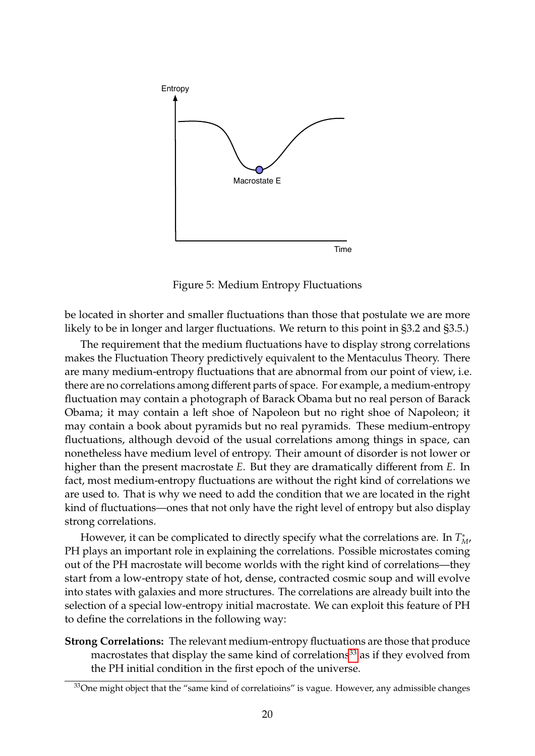Figure 5: Medium Entropy Fluctuations

be located in shorter and smaller fluctuations than those that postulate we are more likely to be in longer and larger fluctuations. We return to this point in §3.2 and §3.5.)

The requirement that the medium fluctuations have to display strong correlations makes the Fluctuation Theory predictively equivalent to the Mentaculus Theory. There are many medium-entropy fluctuations that are abnormal from our point of view, i.e. there are no correlations among different parts of space. For example, a medium-entropy fluctuation may contain a photograph of Barack Obama but no real person of Barack Obama; it may contain a left shoe of Napoleon but no right shoe of Napoleon; it may contain a book about pyramids but no real pyramids. These medium-entropy fluctuations, although devoid of the usual correlations among things in space, can nonetheless have medium level of entropy. Their amount of disorder is not lower or higher than the present macrostate $E$. But they are dramatically different from $E$. In fact, most medium-entropy fluctuations are without the right kind of correlations we are used to. That is why we need to add the condition that we are located in the right kind of fluctuations—ones that not only have the right level of entropy but also display strong correlations.

However, it can be complicated to directly specify what the correlations are. In $T_M^*$, PH plays an important role in explaining the correlations. Possible microstates coming out of the PH macrostate will become worlds with the right kind of correlations—they start from a low-entropy state of hot, dense, contracted cosmic soup and will evolve into states with galaxies and more structures. The correlations are already built into the selection of a special low-entropy initial macrostate. We can exploit this feature of PH to define the correlations in the following way:

**Strong Correlations:** The relevant medium-entropy fluctuations are those that produce macrostates that display the same kind of correlations[33] as if they evolved from the PH initial condition in the first epoch of the universe.

[33]One might object that the "same kind of correlatioins" is vague. However, any admissible changes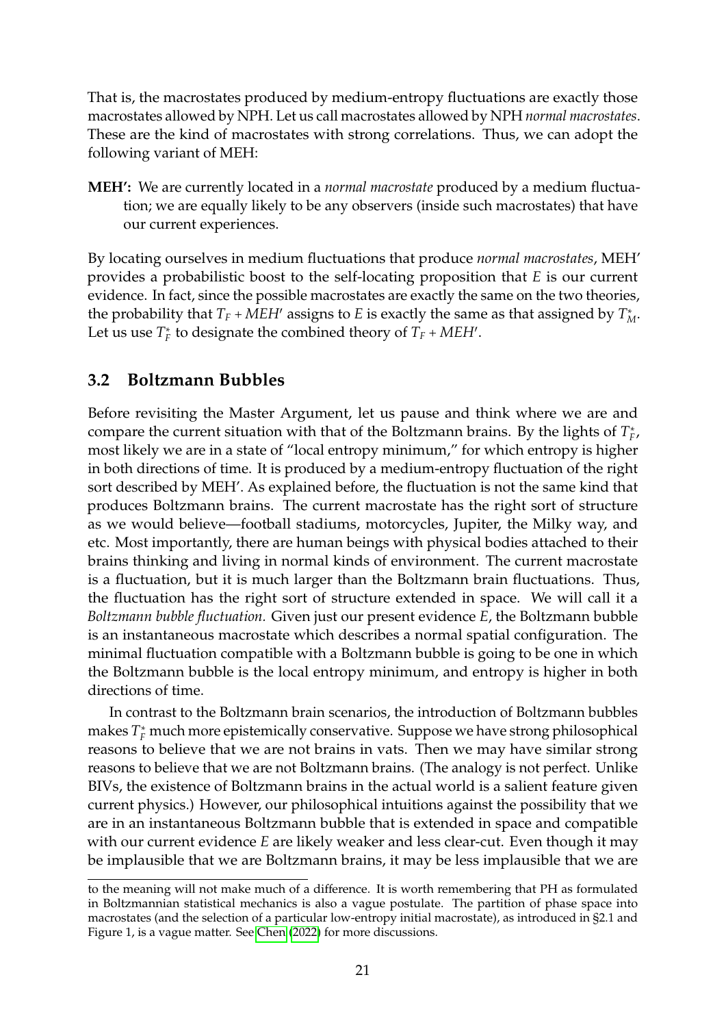That is, the macrostates produced by medium-entropy fluctuations are exactly those macrostates allowed by NPH. Let us call macrostates allowed by NPH *normal macrostates*. These are the kind of macrostates with strong correlations. Thus, we can adopt the following variant of MEH:

**MEH':** We are currently located in a *normal macrostate* produced by a medium fluctuation; we are equally likely to be any observers (inside such macrostates) that have our current experiences.

By locating ourselves in medium fluctuations that produce *normal macrostates*, MEH' provides a probabilistic boost to the self-locating proposition that $E$ is our current evidence. In fact, since the possible macrostates are exactly the same on the two theories, the probability that $T_F + MEH'$ assigns to $E$ is exactly the same as that assigned by $T^*_M$. Let us use $T^*_F$ to designate the combined theory of $T_F + MEH'$.

## 3.2 Boltzmann Bubbles

Before revisiting the Master Argument, let us pause and think where we are and compare the current situation with that of the Boltzmann brains. By the lights of $T^*_F$, most likely we are in a state of "local entropy minimum," for which entropy is higher in both directions of time. It is produced by a medium-entropy fluctuation of the right sort described by MEH'. As explained before, the fluctuation is not the same kind that produces Boltzmann brains. The current macrostate has the right sort of structure as we would believe—football stadiums, motorcycles, Jupiter, the Milky way, and etc. Most importantly, there are human beings with physical bodies attached to their brains thinking and living in normal kinds of environment. The current macrostate is a fluctuation, but it is much larger than the Boltzmann brain fluctuations. Thus, the fluctuation has the right sort of structure extended in space. We will call it a *Boltzmann bubble fluctuation.* Given just our present evidence $E$, the Boltzmann bubble is an instantaneous macrostate which describes a normal spatial configuration. The minimal fluctuation compatible with a Boltzmann bubble is going to be one in which the Boltzmann bubble is the local entropy minimum, and entropy is higher in both directions of time.

In contrast to the Boltzmann brain scenarios, the introduction of Boltzmann bubbles makes $T^*_F$ much more epistemically conservative. Suppose we have strong philosophical reasons to believe that we are not brains in vats. Then we may have similar strong reasons to believe that we are not Boltzmann brains. (The analogy is not perfect. Unlike BIVs, the existence of Boltzmann brains in the actual world is a salient feature given current physics.) However, our philosophical intuitions against the possibility that we are in an instantaneous Boltzmann bubble that is extended in space and compatible with our current evidence $E$ are likely weaker and less clear-cut. Even though it may be implausible that we are Boltzmann brains, it may be less implausible that we are

to the meaning will not make much of a difference. It is worth remembering that PH as formulated in Boltzmannian statistical mechanics is also a vague postulate. The partition of phase space into macrostates (and the selection of a particular low-entropy initial macrostate), as introduced in §2.1 and Figure 1, is a vague matter. See Chen (2022) for more discussions.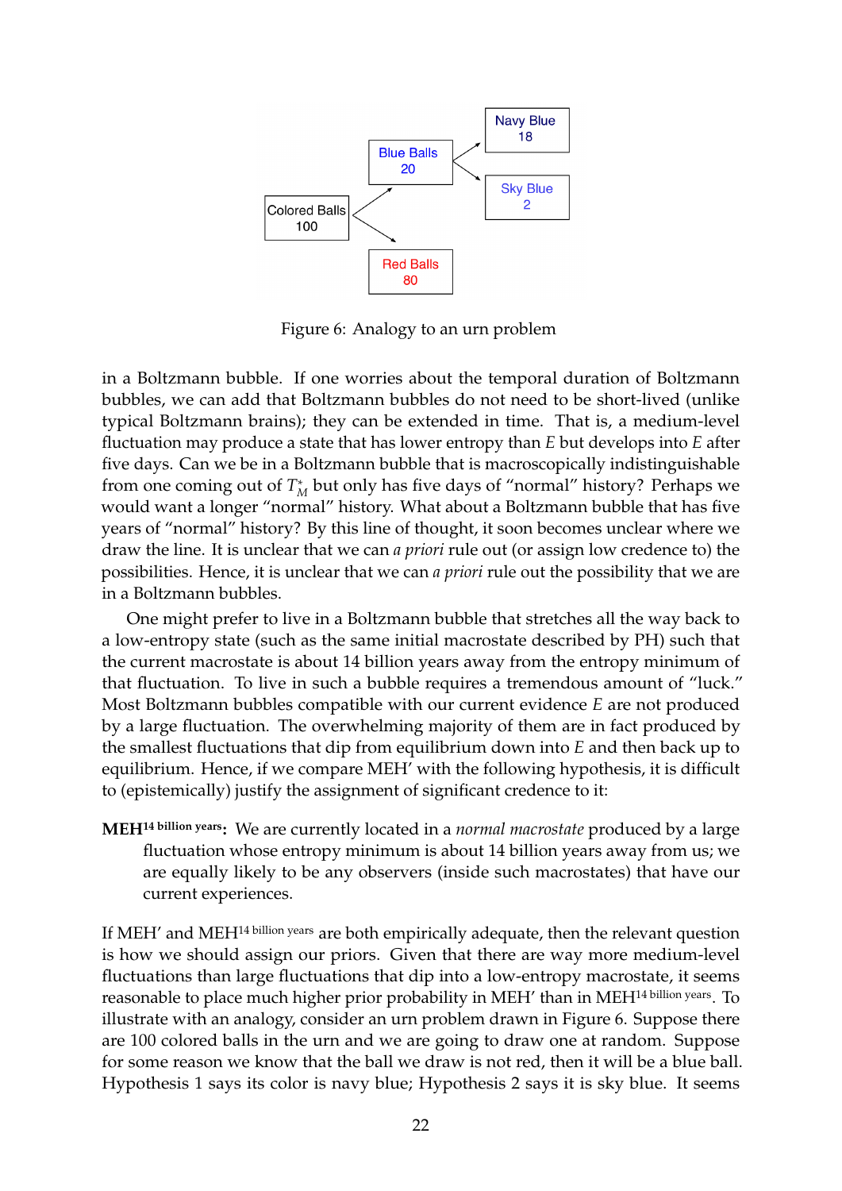Figure 6: Analogy to an urn problem

in a Boltzmann bubble. If one worries about the temporal duration of Boltzmann bubbles, we can add that Boltzmann bubbles do not need to be short-lived (unlike typical Boltzmann brains); they can be extended in time. That is, a medium-level fluctuation may produce a state that has lower entropy than $E$ but develops into $E$ after five days. Can we be in a Boltzmann bubble that is macroscopically indistinguishable from one coming out of $T_M^*$ but only has five days of "normal" history? Perhaps we would want a longer "normal" history. What about a Boltzmann bubble that has five years of "normal" history? By this line of thought, it soon becomes unclear where we draw the line. It is unclear that we can *a priori* rule out (or assign low credence to) the possibilities. Hence, it is unclear that we can *a priori* rule out the possibility that we are in a Boltzmann bubbles.

One might prefer to live in a Boltzmann bubble that stretches all the way back to a low-entropy state (such as the same initial macrostate described by PH) such that the current macrostate is about 14 billion years away from the entropy minimum of that fluctuation. To live in such a bubble requires a tremendous amount of "luck." Most Boltzmann bubbles compatible with our current evidence $E$ are not produced by a large fluctuation. The overwhelming majority of them are in fact produced by the smallest fluctuations that dip from equilibrium down into $E$ and then back up to equilibrium. Hence, if we compare MEH' with the following hypothesis, it is difficult to (epistemically) justify the assignment of significant credence to it:

**MEH$^{\text{14 billion years}}$:** We are currently located in a *normal macrostate* produced by a large fluctuation whose entropy minimum is about 14 billion years away from us; we are equally likely to be any observers (inside such macrostates) that have our current experiences.

If MEH' and MEH$^{\text{14 billion years}}$ are both empirically adequate, then the relevant question is how we should assign our priors. Given that there are way more medium-level fluctuations than large fluctuations that dip into a low-entropy macrostate, it seems reasonable to place much higher prior probability in MEH' than in MEH$^{\text{14 billion years}}$. To illustrate with an analogy, consider an urn problem drawn in Figure 6. Suppose there are 100 colored balls in the urn and we are going to draw one at random. Suppose for some reason we know that the ball we draw is not red, then it will be a blue ball. Hypothesis 1 says its color is navy blue; Hypothesis 2 says it is sky blue. It seems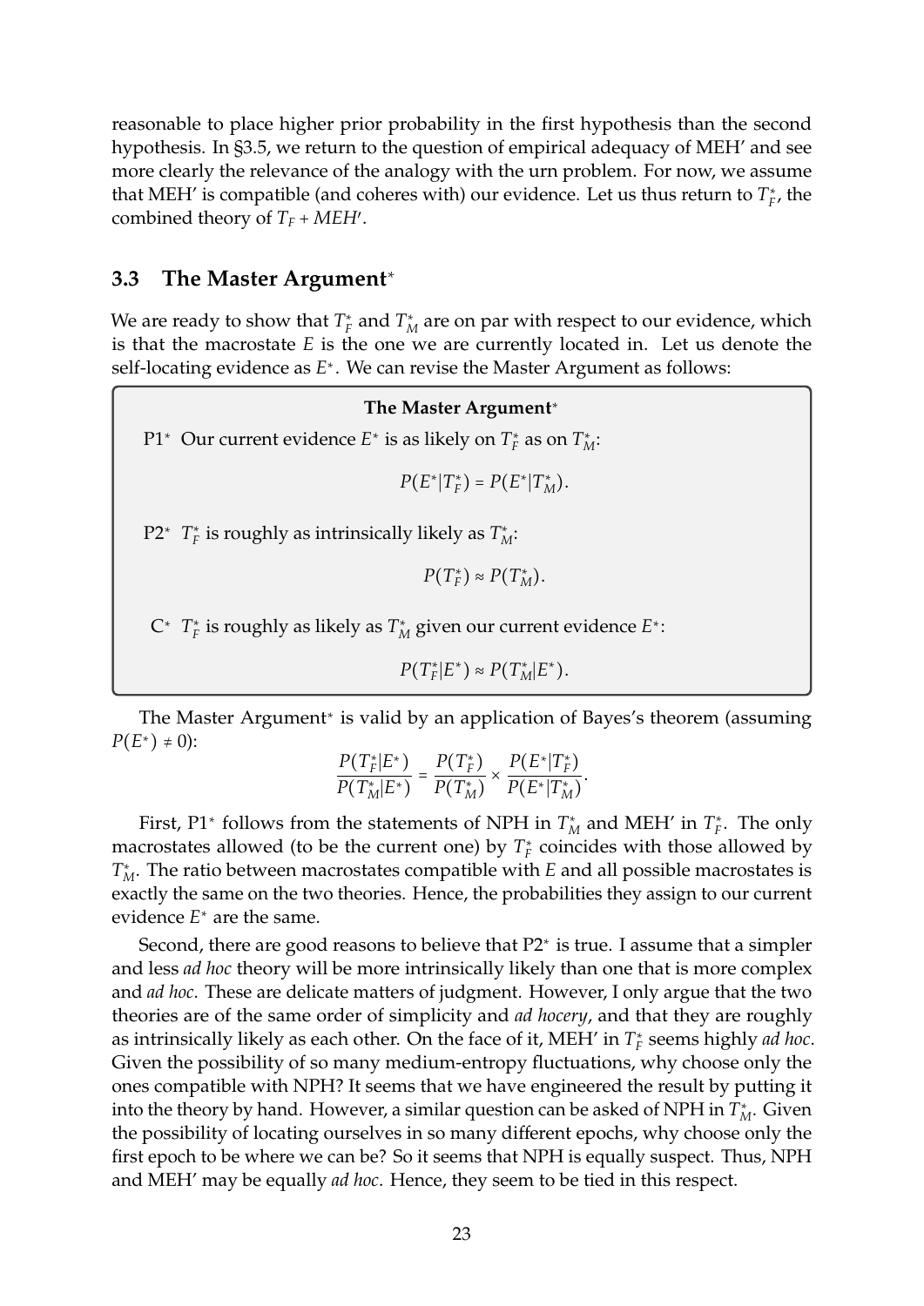reasonable to place higher prior probability in the first hypothesis than the second hypothesis. In §3.5, we return to the question of empirical adequacy of MEH′ and see more clearly the relevance of the analogy with the urn problem. For now, we assume that MEH′ is compatible (and coheres with) our evidence. Let us thus return to $T_F^*$, the combined theory of $T_F + MEH'$.

## 3.3 The Master Argument*

We are ready to show that $T_F^*$ and $T_M^*$ are on par with respect to our evidence, which is that the macrostate $E$ is the one we are currently located in. Let us denote the self-locating evidence as $E^*$. We can revise the Master Argument as follows:

**The Master Argument***

P1* Our current evidence $E^*$ is as likely on $T_F^*$ as on $T_M^*$:

$$P(E^*|T_F^*) = P(E^*|T_M^*).$$

P2* $T_F^*$ is roughly as intrinsically likely as $T_M^*$:

$$P(T_F^*) \approx P(T_M^*).$$

C* $T_F^*$ is roughly as likely as $T_M^*$ given our current evidence $E^*$:

$$P(T_F^*|E^*) \approx P(T_M^*|E^*).$$

The Master Argument* is valid by an application of Bayes's theorem (assuming $P(E^*) \neq 0$):

$$\frac{P(T_F^*|E^*)}{P(T_M^*|E^*)} = \frac{P(T_F^*)}{P(T_M^*)} \times \frac{P(E^*|T_F^*)}{P(E^*|T_M^*)}.$$

First, P1* follows from the statements of NPH in $T_M^*$ and MEH′ in $T_F^*$. The only macrostates allowed (to be the current one) by $T_F^*$ coincides with those allowed by $T_M^*$. The ratio between macrostates compatible with $E$ and all possible macrostates is exactly the same on the two theories. Hence, the probabilities they assign to our current evidence $E^*$ are the same.

Second, there are good reasons to believe that P2* is true. I assume that a simpler and less *ad hoc* theory will be more intrinsically likely than one that is more complex and *ad hoc*. These are delicate matters of judgment. However, I only argue that the two theories are of the same order of simplicity and *ad hocery*, and that they are roughly as intrinsically likely as each other. On the face of it, MEH′ in $T_F^*$ seems highly *ad hoc*. Given the possibility of so many medium-entropy fluctuations, why choose only the ones compatible with NPH? It seems that we have engineered the result by putting it into the theory by hand. However, a similar question can be asked of NPH in $T_M^*$. Given the possibility of locating ourselves in so many different epochs, why choose only the first epoch to be where we can be? So it seems that NPH is equally suspect. Thus, NPH and MEH′ may be equally *ad hoc*. Hence, they seem to be tied in this respect.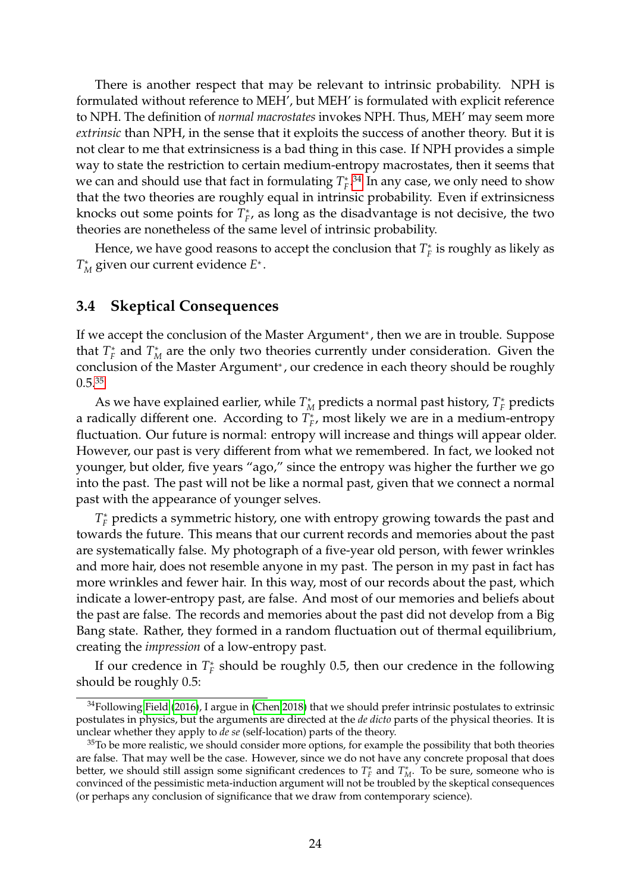There is another respect that may be relevant to intrinsic probability. NPH is formulated without reference to MEH', but MEH' is formulated with explicit reference to NPH. The definition of *normal macrostates* invokes NPH. Thus, MEH' may seem more *extrinsic* than NPH, in the sense that it exploits the success of another theory. But it is not clear to me that extrinsicness is a bad thing in this case. If NPH provides a simple way to state the restriction to certain medium-entropy macrostates, then it seems that we can and should use that fact in formulating $T_F^*$.[34] In any case, we only need to show that the two theories are roughly equal in intrinsic probability. Even if extrinsicness knocks out some points for $T_F^*$, as long as the disadvantage is not decisive, the two theories are nonetheless of the same level of intrinsic probability.

Hence, we have good reasons to accept the conclusion that $T_F^*$ is roughly as likely as $T_M^*$ given our current evidence $E^*$.

### 3.4 Skeptical Consequences

If we accept the conclusion of the Master Argument*, then we are in trouble. Suppose that $T_F^*$ and $T_M^*$ are the only two theories currently under consideration. Given the conclusion of the Master Argument*, our credence in each theory should be roughly 0.5.[35]

As we have explained earlier, while $T_M^*$ predicts a normal past history, $T_F^*$ predicts a radically different one. According to $T_F^*$, most likely we are in a medium-entropy fluctuation. Our future is normal: entropy will increase and things will appear older. However, our past is very different from what we remembered. In fact, we looked not younger, but older, five years "ago," since the entropy was higher the further we go into the past. The past will not be like a normal past, given that we connect a normal past with the appearance of younger selves.

$T_F^*$ predicts a symmetric history, one with entropy growing towards the past and towards the future. This means that our current records and memories about the past are systematically false. My photograph of a five-year old person, with fewer wrinkles and more hair, does not resemble anyone in my past. The person in my past in fact has more wrinkles and fewer hair. In this way, most of our records about the past, which indicate a lower-entropy past, are false. And most of our memories and beliefs about the past are false. The records and memories about the past did not develop from a Big Bang state. Rather, they formed in a random fluctuation out of thermal equilibrium, creating the *impression* of a low-entropy past.

If our credence in $T_F^*$ should be roughly 0.5, then our credence in the following should be roughly 0.5:

[34] Following Field (2016), I argue in (Chen 2018) that we should prefer intrinsic postulates to extrinsic postulates in physics, but the arguments are directed at the *de dicto* parts of the physical theories. It is unclear whether they apply to *de se* (self-location) parts of the theory.

[35] To be more realistic, we should consider more options, for example the possibility that both theories are false. That may well be the case. However, since we do not have any concrete proposal that does better, we should still assign some significant credences to $T_F^*$ and $T_M^*$. To be sure, someone who is convinced of the pessimistic meta-induction argument will not be troubled by the skeptical consequences (or perhaps any conclusion of significance that we draw from contemporary science).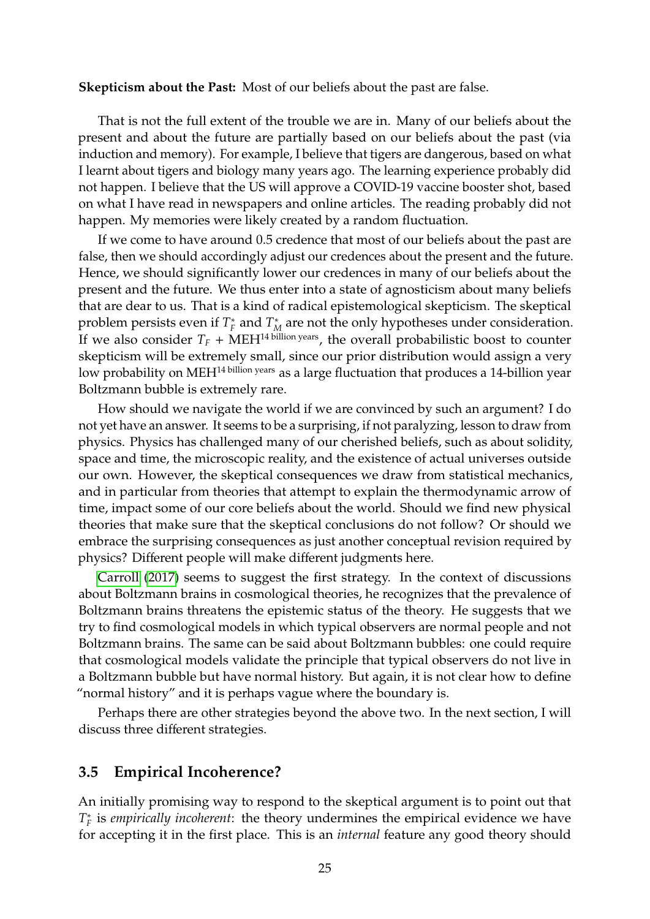**Skepticism about the Past:** Most of our beliefs about the past are false.

That is not the full extent of the trouble we are in. Many of our beliefs about the present and about the future are partially based on our beliefs about the past (via induction and memory). For example, I believe that tigers are dangerous, based on what I learnt about tigers and biology many years ago. The learning experience probably did not happen. I believe that the US will approve a COVID-19 vaccine booster shot, based on what I have read in newspapers and online articles. The reading probably did not happen. My memories were likely created by a random fluctuation.

If we come to have around 0.5 credence that most of our beliefs about the past are false, then we should accordingly adjust our credences about the present and the future. Hence, we should significantly lower our credences in many of our beliefs about the present and the future. We thus enter into a state of agnosticism about many beliefs that are dear to us. That is a kind of radical epistemological skepticism. The skeptical problem persists even if $T_F^*$ and $T_M^*$ are not the only hypotheses under consideration. If we also consider $T_F$ + $\text{MEH}^{14 \text{ billion years}}$, the overall probabilistic boost to counter skepticism will be extremely small, since our prior distribution would assign a very low probability on $\text{MEH}^{14 \text{ billion years}}$ as a large fluctuation that produces a 14-billion year Boltzmann bubble is extremely rare.

How should we navigate the world if we are convinced by such an argument? I do not yet have an answer. It seems to be a surprising, if not paralyzing, lesson to draw from physics. Physics has challenged many of our cherished beliefs, such as about solidity, space and time, the microscopic reality, and the existence of actual universes outside our own. However, the skeptical consequences we draw from statistical mechanics, and in particular from theories that attempt to explain the thermodynamic arrow of time, impact some of our core beliefs about the world. Should we find new physical theories that make sure that the skeptical conclusions do not follow? Or should we embrace the surprising consequences as just another conceptual revision required by physics? Different people will make different judgments here.

Carroll (2017) seems to suggest the first strategy. In the context of discussions about Boltzmann brains in cosmological theories, he recognizes that the prevalence of Boltzmann brains threatens the epistemic status of the theory. He suggests that we try to find cosmological models in which typical observers are normal people and not Boltzmann brains. The same can be said about Boltzmann bubbles: one could require that cosmological models validate the principle that typical observers do not live in a Boltzmann bubble but have normal history. But again, it is not clear how to define "normal history" and it is perhaps vague where the boundary is.

Perhaps there are other strategies beyond the above two. In the next section, I will discuss three different strategies.

### 3.5 Empirical Incoherence?

An initially promising way to respond to the skeptical argument is to point out that $T_F^*$ is *empirically incoherent*: the theory undermines the empirical evidence we have for accepting it in the first place. This is an *internal* feature any good theory should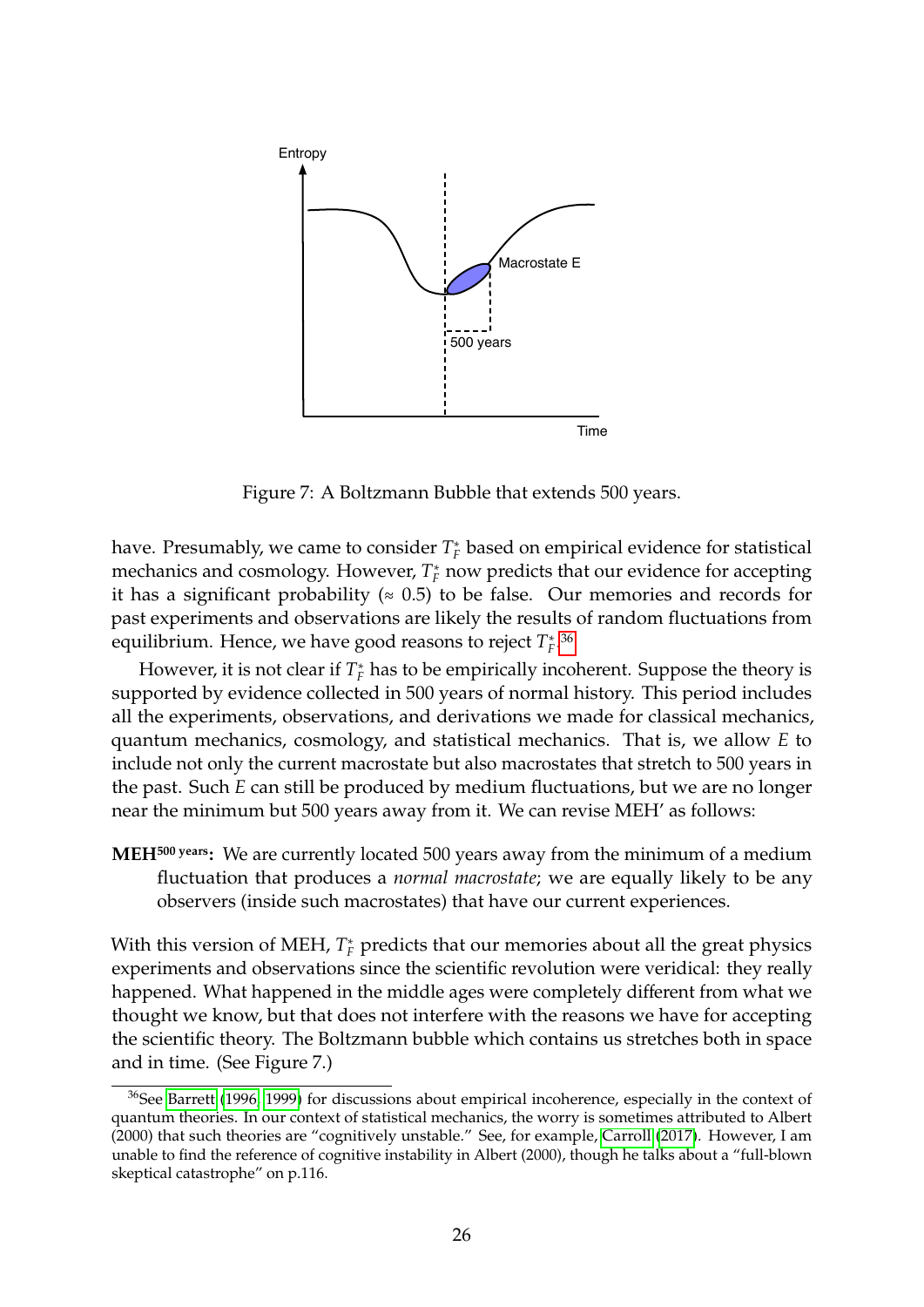Figure 7: A Boltzmann Bubble that extends 500 years.

have. Presumably, we came to consider $T_F^*$ based on empirical evidence for statistical mechanics and cosmology. However, $T_F^*$ now predicts that our evidence for accepting it has a significant probability ($\approx 0.5$) to be false. Our memories and records for past experiments and observations are likely the results of random fluctuations from equilibrium. Hence, we have good reasons to reject $T_F^*$.[36]

However, it is not clear if $T_F^*$ has to be empirically incoherent. Suppose the theory is supported by evidence collected in 500 years of normal history. This period includes all the experiments, observations, and derivations we made for classical mechanics, quantum mechanics, cosmology, and statistical mechanics. That is, we allow $E$ to include not only the current macrostate but also macrostates that stretch to 500 years in the past. Such $E$ can still be produced by medium fluctuations, but we are no longer near the minimum but 500 years away from it. We can revise MEH' as follows:

**MEH$^{\text{500 years}}$:** We are currently located 500 years away from the minimum of a medium fluctuation that produces a *normal macrostate*; we are equally likely to be any observers (inside such macrostates) that have our current experiences.

With this version of MEH, $T_F^*$ predicts that our memories about all the great physics experiments and observations since the scientific revolution were veridical: they really happened. What happened in the middle ages were completely different from what we thought we know, but that does not interfere with the reasons we have for accepting the scientific theory. The Boltzmann bubble which contains us stretches both in space and in time. (See Figure 7.)

[36]See Barrett (1996, 1999) for discussions about empirical incoherence, especially in the context of quantum theories. In our context of statistical mechanics, the worry is sometimes attributed to Albert (2000) that such theories are "cognitively unstable." See, for example, Carroll (2017). However, I am unable to find the reference of cognitive instability in Albert (2000), though he talks about a "full-blown skeptical catastrophe" on p.116.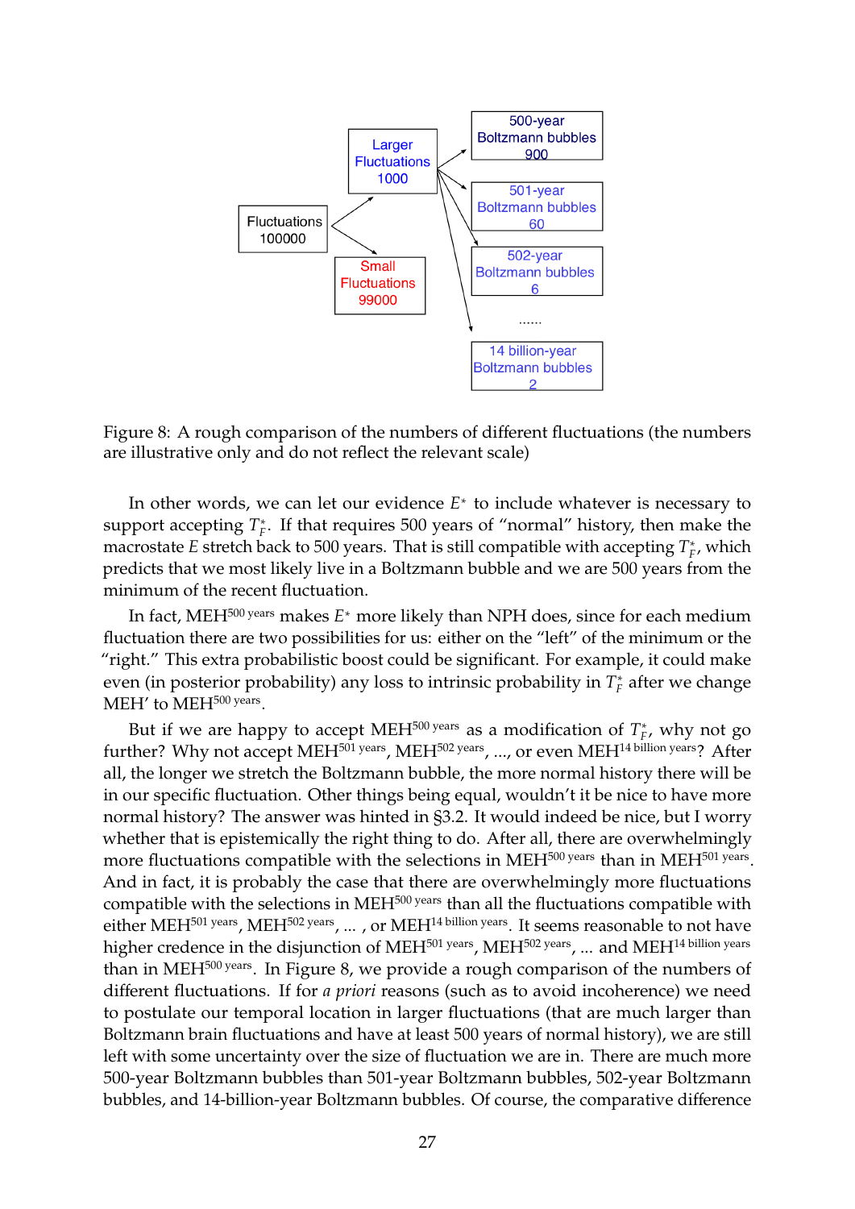Figure 8: A rough comparison of the numbers of different fluctuations (the numbers are illustrative only and do not reflect the relevant scale)

In other words, we can let our evidence $E^*$ to include whatever is necessary to support accepting $T_F^*$. If that requires 500 years of "normal" history, then make the macrostate $E$ stretch back to 500 years. That is still compatible with accepting $T_F^*$, which predicts that we most likely live in a Boltzmann bubble and we are 500 years from the minimum of the recent fluctuation.

In fact, $\text{MEH}^{500 \text{ years}}$ makes $E^*$ more likely than NPH does, since for each medium fluctuation there are two possibilities for us: either on the "left" of the minimum or the "right." This extra probabilistic boost could be significant. For example, it could make even (in posterior probability) any loss to intrinsic probability in $T_F^*$ after we change MEH' to $\text{MEH}^{500 \text{ years}}$.

But if we are happy to accept $\text{MEH}^{500 \text{ years}}$ as a modification of $T_F^*$, why not go further? Why not accept $\text{MEH}^{501 \text{ years}}$, $\text{MEH}^{502 \text{ years}}$, ..., or even $\text{MEH}^{14 \text{ billion years}}$? After all, the longer we stretch the Boltzmann bubble, the more normal history there will be in our specific fluctuation. Other things being equal, wouldn't it be nice to have more normal history? The answer was hinted in §3.2. It would indeed be nice, but I worry whether that is epistemically the right thing to do. After all, there are overwhelmingly more fluctuations compatible with the selections in $\text{MEH}^{500 \text{ years}}$ than in $\text{MEH}^{501 \text{ years}}$. And in fact, it is probably the case that there are overwhelmingly more fluctuations compatible with the selections in $\text{MEH}^{500 \text{ years}}$ than all the fluctuations compatible with either $\text{MEH}^{501 \text{ years}}$, $\text{MEH}^{502 \text{ years}}$, ... , or $\text{MEH}^{14 \text{ billion years}}$. It seems reasonable to not have higher credence in the disjunction of $\text{MEH}^{501 \text{ years}}$, $\text{MEH}^{502 \text{ years}}$, ... and $\text{MEH}^{14 \text{ billion years}}$ than in $\text{MEH}^{500 \text{ years}}$. In Figure 8, we provide a rough comparison of the numbers of different fluctuations. If for *a priori* reasons (such as to avoid incoherence) we need to postulate our temporal location in larger fluctuations (that are much larger than Boltzmann brain fluctuations and have at least 500 years of normal history), we are still left with some uncertainty over the size of fluctuation we are in. There are much more 500-year Boltzmann bubbles than 501-year Boltzmann bubbles, 502-year Boltzmann bubbles, and 14-billion-year Boltzmann bubbles. Of course, the comparative difference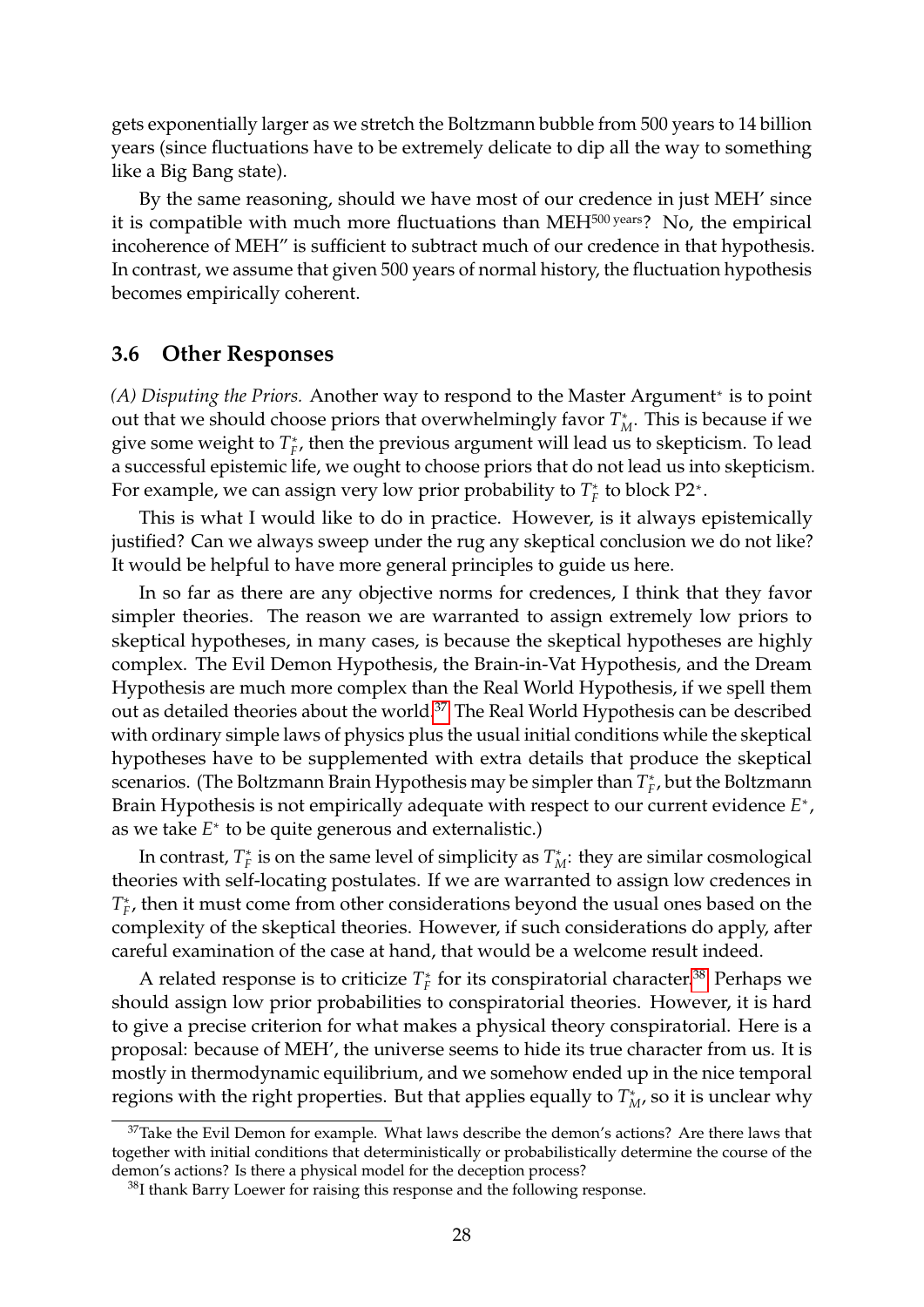gets exponentially larger as we stretch the Boltzmann bubble from 500 years to 14 billion years (since fluctuations have to be extremely delicate to dip all the way to something like a Big Bang state).

By the same reasoning, should we have most of our credence in just MEH' since it is compatible with much more fluctuations than $\text{MEH}^{500\text{ years}}$? No, the empirical incoherence of MEH" is sufficient to subtract much of our credence in that hypothesis. In contrast, we assume that given 500 years of normal history, the fluctuation hypothesis becomes empirically coherent.

### 3.6 Other Responses

*(A) Disputing the Priors.* Another way to respond to the Master Argument* is to point out that we should choose priors that overwhelmingly favor $T_M^*$. This is because if we give some weight to $T_F^*$, then the previous argument will lead us to skepticism. To lead a successful epistemic life, we ought to choose priors that do not lead us into skepticism. For example, we can assign very low prior probability to $T_F^*$ to block P2*.

This is what I would like to do in practice. However, is it always epistemically justified? Can we always sweep under the rug any skeptical conclusion we do not like? It would be helpful to have more general principles to guide us here.

In so far as there are any objective norms for credences, I think that they favor simpler theories. The reason we are warranted to assign extremely low priors to skeptical hypotheses, in many cases, is because the skeptical hypotheses are highly complex. The Evil Demon Hypothesis, the Brain-in-Vat Hypothesis, and the Dream Hypothesis are much more complex than the Real World Hypothesis, if we spell them out as detailed theories about the world.[37] The Real World Hypothesis can be described with ordinary simple laws of physics plus the usual initial conditions while the skeptical hypotheses have to be supplemented with extra details that produce the skeptical scenarios. (The Boltzmann Brain Hypothesis may be simpler than $T_F^*$, but the Boltzmann Brain Hypothesis is not empirically adequate with respect to our current evidence $E^*$, as we take $E^*$ to be quite generous and externalistic.)

In contrast, $T_F^*$ is on the same level of simplicity as $T_M^*$: they are similar cosmological theories with self-locating postulates. If we are warranted to assign low credences in $T_F^*$, then it must come from other considerations beyond the usual ones based on the complexity of the skeptical theories. However, if such considerations do apply, after careful examination of the case at hand, that would be a welcome result indeed.

A related response is to criticize $T_F^*$ for its conspiratorial character.[38] Perhaps we should assign low prior probabilities to conspiratorial theories. However, it is hard to give a precise criterion for what makes a physical theory conspiratorial. Here is a proposal: because of MEH', the universe seems to hide its true character from us. It is mostly in thermodynamic equilibrium, and we somehow ended up in the nice temporal regions with the right properties. But that applies equally to $T_M^*$, so it is unclear why

[37] Take the Evil Demon for example. What laws describe the demon's actions? Are there laws that together with initial conditions that deterministically or probabilistically determine the course of the demon's actions? Is there a physical model for the deception process?

[38] I thank Barry Loewer for raising this response and the following response.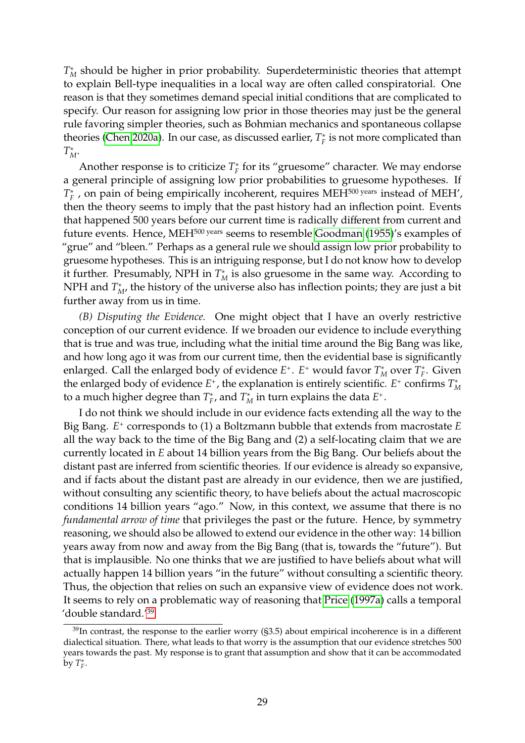$T_M^*$ should be higher in prior probability. Superdeterministic theories that attempt to explain Bell-type inequalities in a local way are often called conspiratorial. One reason is that they sometimes demand special initial conditions that are complicated to specify. Our reason for assigning low prior in those theories may just be the general rule favoring simpler theories, such as Bohmian mechanics and spontaneous collapse theories (Chen 2020a). In our case, as discussed earlier, $T_F^*$ is not more complicated than $T_M^*$.

Another response is to criticize $T_F^*$ for its "gruesome" character. We may endorse a general principle of assigning low prior probabilities to gruesome hypotheses. If $T_F^*$ , on pain of being empirically incoherent, requires $\text{MEH}^{500 \text{ years}}$ instead of MEH', then the theory seems to imply that the past history had an inflection point. Events that happened 500 years before our current time is radically different from current and future events. Hence, $\text{MEH}^{500 \text{ years}}$ seems to resemble Goodman (1955)'s examples of "grue" and "bleen." Perhaps as a general rule we should assign low prior probability to gruesome hypotheses. This is an intriguing response, but I do not know how to develop it further. Presumably, NPH in $T_M^*$ is also gruesome in the same way. According to NPH and $T_M^*$, the history of the universe also has inflection points; they are just a bit further away from us in time.

*(B) Disputing the Evidence.* One might object that I have an overly restrictive conception of our current evidence. If we broaden our evidence to include everything that is true and was true, including what the initial time around the Big Bang was like, and how long ago it was from our current time, then the evidential base is significantly enlarged. Call the enlarged body of evidence $E^+$. $E^+$ would favor $T_M^*$ over $T_F^*$. Given the enlarged body of evidence $E^+$, the explanation is entirely scientific. $E^+$ confirms $T_M^*$ to a much higher degree than $T_F^*$, and $T_M^*$ in turn explains the data $E^+$.

I do not think we should include in our evidence facts extending all the way to the Big Bang. $E^+$ corresponds to (1) a Boltzmann bubble that extends from macrostate $E$ all the way back to the time of the Big Bang and (2) a self-locating claim that we are currently located in $E$ about 14 billion years from the Big Bang. Our beliefs about the distant past are inferred from scientific theories. If our evidence is already so expansive, and if facts about the distant past are already in our evidence, then we are justified, without consulting any scientific theory, to have beliefs about the actual macroscopic conditions 14 billion years "ago." Now, in this context, we assume that there is no *fundamental arrow of time* that privileges the past or the future. Hence, by symmetry reasoning, we should also be allowed to extend our evidence in the other way: 14 billion years away from now and away from the Big Bang (that is, towards the "future"). But that is implausible. No one thinks that we are justified to have beliefs about what will actually happen 14 billion years "in the future" without consulting a scientific theory. Thus, the objection that relies on such an expansive view of evidence does not work. It seems to rely on a problematic way of reasoning that Price (1997a) calls a temporal 'double standard.'[39]

[39] In contrast, the response to the earlier worry (§3.5) about empirical incoherence is in a different dialectical situation. There, what leads to that worry is the assumption that our evidence stretches 500 years towards the past. My response is to grant that assumption and show that it can be accommodated by $T_F^*$.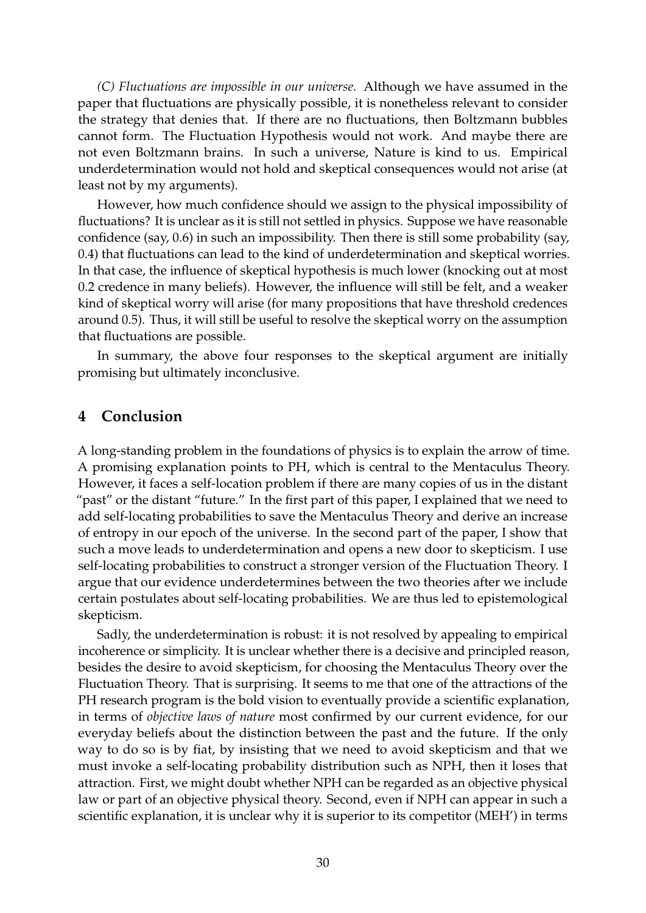*(C) Fluctuations are impossible in our universe.* Although we have assumed in the paper that fluctuations are physically possible, it is nonetheless relevant to consider the strategy that denies that. If there are no fluctuations, then Boltzmann bubbles cannot form. The Fluctuation Hypothesis would not work. And maybe there are not even Boltzmann brains. In such a universe, Nature is kind to us. Empirical underdetermination would not hold and skeptical consequences would not arise (at least not by my arguments).

However, how much confidence should we assign to the physical impossibility of fluctuations? It is unclear as it is still not settled in physics. Suppose we have reasonable confidence (say, 0.6) in such an impossibility. Then there is still some probability (say, 0.4) that fluctuations can lead to the kind of underdetermination and skeptical worries. In that case, the influence of skeptical hypothesis is much lower (knocking out at most 0.2 credence in many beliefs). However, the influence will still be felt, and a weaker kind of skeptical worry will arise (for many propositions that have threshold credences around 0.5). Thus, it will still be useful to resolve the skeptical worry on the assumption that fluctuations are possible.

In summary, the above four responses to the skeptical argument are initially promising but ultimately inconclusive.

## 4 Conclusion

A long-standing problem in the foundations of physics is to explain the arrow of time. A promising explanation points to PH, which is central to the Mentaculus Theory. However, it faces a self-location problem if there are many copies of us in the distant "past" or the distant "future." In the first part of this paper, I explained that we need to add self-locating probabilities to save the Mentaculus Theory and derive an increase of entropy in our epoch of the universe. In the second part of the paper, I show that such a move leads to underdetermination and opens a new door to skepticism. I use self-locating probabilities to construct a stronger version of the Fluctuation Theory. I argue that our evidence underdetermines between the two theories after we include certain postulates about self-locating probabilities. We are thus led to epistemological skepticism.

Sadly, the underdetermination is robust: it is not resolved by appealing to empirical incoherence or simplicity. It is unclear whether there is a decisive and principled reason, besides the desire to avoid skepticism, for choosing the Mentaculus Theory over the Fluctuation Theory. That is surprising. It seems to me that one of the attractions of the PH research program is the bold vision to eventually provide a scientific explanation, in terms of *objective laws of nature* most confirmed by our current evidence, for our everyday beliefs about the distinction between the past and the future. If the only way to do so is by fiat, by insisting that we need to avoid skepticism and that we must invoke a self-locating probability distribution such as NPH, then it loses that attraction. First, we might doubt whether NPH can be regarded as an objective physical law or part of an objective physical theory. Second, even if NPH can appear in such a scientific explanation, it is unclear why it is superior to its competitor (MEH') in terms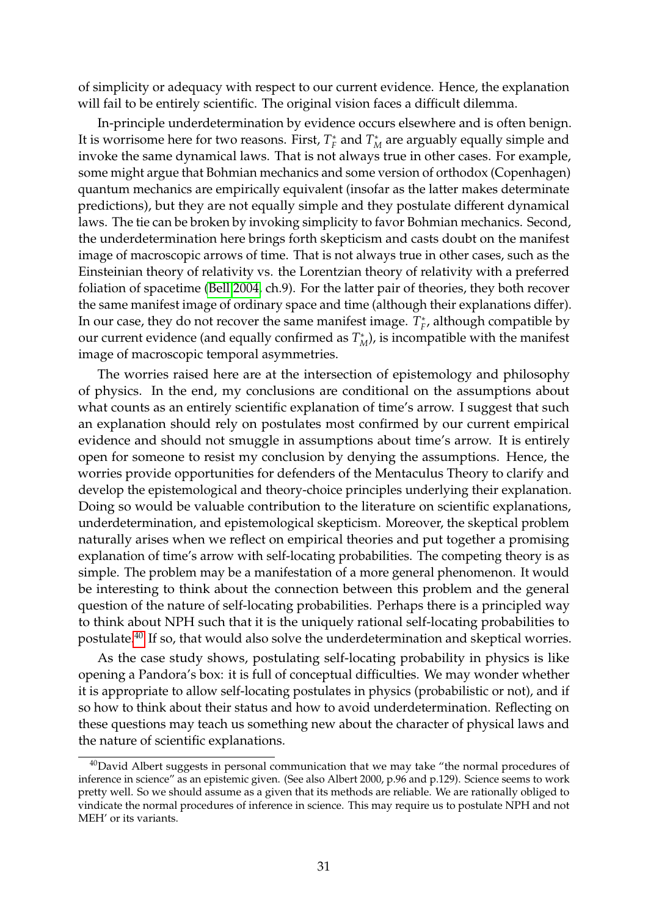of simplicity or adequacy with respect to our current evidence. Hence, the explanation will fail to be entirely scientific. The original vision faces a difficult dilemma.

In-principle underdetermination by evidence occurs elsewhere and is often benign. It is worrisome here for two reasons. First, $T_F^*$ and $T_M^*$ are arguably equally simple and invoke the same dynamical laws. That is not always true in other cases. For example, some might argue that Bohmian mechanics and some version of orthodox (Copenhagen) quantum mechanics are empirically equivalent (insofar as the latter makes determinate predictions), but they are not equally simple and they postulate different dynamical laws. The tie can be broken by invoking simplicity to favor Bohmian mechanics. Second, the underdetermination here brings forth skepticism and casts doubt on the manifest image of macroscopic arrows of time. That is not always true in other cases, such as the Einsteinian theory of relativity vs. the Lorentzian theory of relativity with a preferred foliation of spacetime (Bell 2004, ch.9). For the latter pair of theories, they both recover the same manifest image of ordinary space and time (although their explanations differ). In our case, they do not recover the same manifest image. $T_F^*$, although compatible by our current evidence (and equally confirmed as $T_M^*$), is incompatible with the manifest image of macroscopic temporal asymmetries.

The worries raised here are at the intersection of epistemology and philosophy of physics. In the end, my conclusions are conditional on the assumptions about what counts as an entirely scientific explanation of time's arrow. I suggest that such an explanation should rely on postulates most confirmed by our current empirical evidence and should not smuggle in assumptions about time's arrow. It is entirely open for someone to resist my conclusion by denying the assumptions. Hence, the worries provide opportunities for defenders of the Mentaculus Theory to clarify and develop the epistemological and theory-choice principles underlying their explanation. Doing so would be valuable contribution to the literature on scientific explanations, underdetermination, and epistemological skepticism. Moreover, the skeptical problem naturally arises when we reflect on empirical theories and put together a promising explanation of time's arrow with self-locating probabilities. The competing theory is as simple. The problem may be a manifestation of a more general phenomenon. It would be interesting to think about the connection between this problem and the general question of the nature of self-locating probabilities. Perhaps there is a principled way to think about NPH such that it is the uniquely rational self-locating probabilities to postulate.[40] If so, that would also solve the underdetermination and skeptical worries.

As the case study shows, postulating self-locating probability in physics is like opening a Pandora's box: it is full of conceptual difficulties. We may wonder whether it is appropriate to allow self-locating postulates in physics (probabilistic or not), and if so how to think about their status and how to avoid underdetermination. Reflecting on these questions may teach us something new about the character of physical laws and the nature of scientific explanations.

[40]David Albert suggests in personal communication that we may take "the normal procedures of inference in science" as an epistemic given. (See also Albert 2000, p.96 and p.129). Science seems to work pretty well. So we should assume as a given that its methods are reliable. We are rationally obliged to vindicate the normal procedures of inference in science. This may require us to postulate NPH and not MEH' or its variants.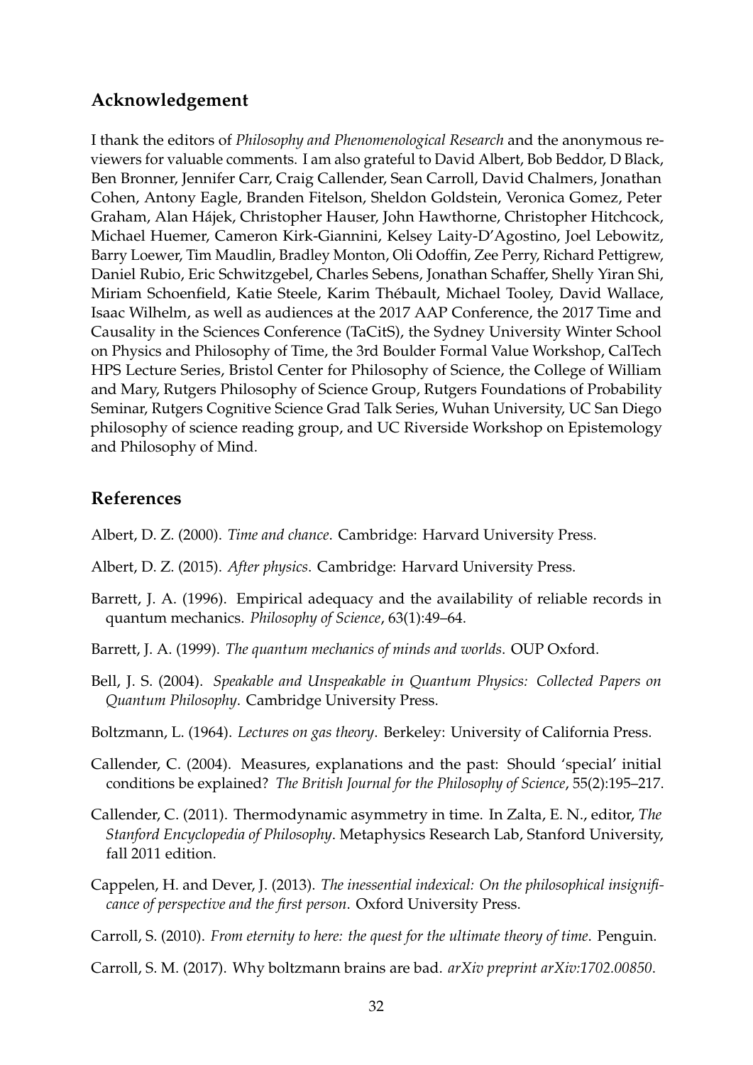## Acknowledgement

I thank the editors of *Philosophy and Phenomenological Research* and the anonymous reviewers for valuable comments. I am also grateful to David Albert, Bob Beddor, D Black, Ben Bronner, Jennifer Carr, Craig Callender, Sean Carroll, David Chalmers, Jonathan Cohen, Antony Eagle, Branden Fitelson, Sheldon Goldstein, Veronica Gomez, Peter Graham, Alan Hájek, Christopher Hauser, John Hawthorne, Christopher Hitchcock, Michael Huemer, Cameron Kirk-Giannini, Kelsey Laity-D'Agostino, Joel Lebowitz, Barry Loewer, Tim Maudlin, Bradley Monton, Oli Odoffin, Zee Perry, Richard Pettigrew, Daniel Rubio, Eric Schwitzgebel, Charles Sebens, Jonathan Schaffer, Shelly Yiran Shi, Miriam Schoenfield, Katie Steele, Karim Thébault, Michael Tooley, David Wallace, Isaac Wilhelm, as well as audiences at the 2017 AAP Conference, the 2017 Time and Causality in the Sciences Conference (TaCitS), the Sydney University Winter School on Physics and Philosophy of Time, the 3rd Boulder Formal Value Workshop, CalTech HPS Lecture Series, Bristol Center for Philosophy of Science, the College of William and Mary, Rutgers Philosophy of Science Group, Rutgers Foundations of Probability Seminar, Rutgers Cognitive Science Grad Talk Series, Wuhan University, UC San Diego philosophy of science reading group, and UC Riverside Workshop on Epistemology and Philosophy of Mind.

## References

Albert, D. Z. (2000). *Time and chance*. Cambridge: Harvard University Press.

Albert, D. Z. (2015). *After physics*. Cambridge: Harvard University Press.

Barrett, J. A. (1996). Empirical adequacy and the availability of reliable records in quantum mechanics. *Philosophy of Science*, 63(1):49–64.

Barrett, J. A. (1999). *The quantum mechanics of minds and worlds*. OUP Oxford.

Bell, J. S. (2004). *Speakable and Unspeakable in Quantum Physics: Collected Papers on Quantum Philosophy*. Cambridge University Press.

Boltzmann, L. (1964). *Lectures on gas theory*. Berkeley: University of California Press.

Callender, C. (2004). Measures, explanations and the past: Should 'special' initial conditions be explained? *The British Journal for the Philosophy of Science*, 55(2):195–217.

Callender, C. (2011). Thermodynamic asymmetry in time. In Zalta, E. N., editor, *The Stanford Encyclopedia of Philosophy*. Metaphysics Research Lab, Stanford University, fall 2011 edition.

Cappelen, H. and Dever, J. (2013). *The inessential indexical: On the philosophical insignificance of perspective and the first person*. Oxford University Press.

Carroll, S. (2010). *From eternity to here: the quest for the ultimate theory of time*. Penguin.

Carroll, S. M. (2017). Why boltzmann brains are bad. *arXiv preprint arXiv:1702.00850*.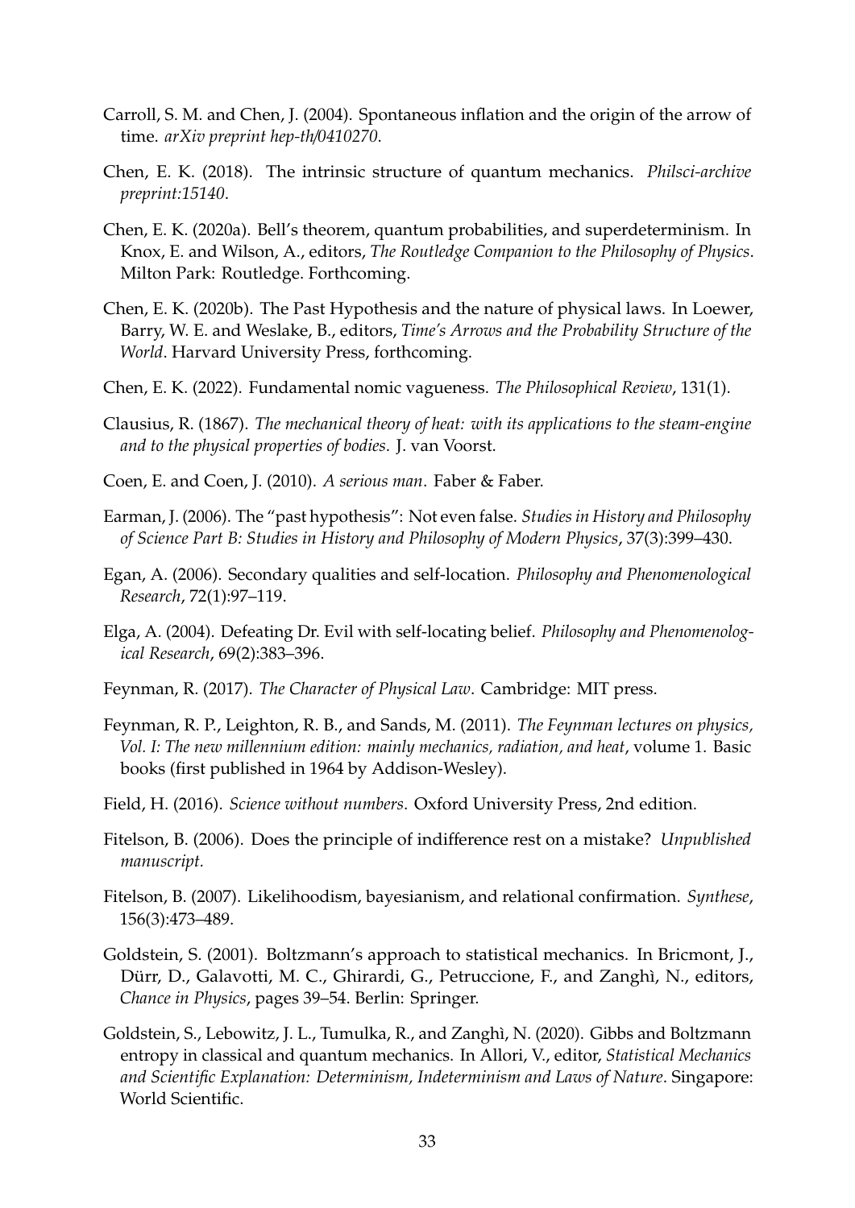Carroll, S. M. and Chen, J. (2004). Spontaneous inflation and the origin of the arrow of time. *arXiv preprint hep-th/0410270*.

Chen, E. K. (2018). The intrinsic structure of quantum mechanics. *Philsci-archive preprint:15140*.

Chen, E. K. (2020a). Bell's theorem, quantum probabilities, and superdeterminism. In Knox, E. and Wilson, A., editors, *The Routledge Companion to the Philosophy of Physics*. Milton Park: Routledge. Forthcoming.

Chen, E. K. (2020b). The Past Hypothesis and the nature of physical laws. In Loewer, Barry, W. E. and Weslake, B., editors, *Time's Arrows and the Probability Structure of the World*. Harvard University Press, forthcoming.

Chen, E. K. (2022). Fundamental nomic vagueness. *The Philosophical Review*, 131(1).

Clausius, R. (1867). *The mechanical theory of heat: with its applications to the steam-engine and to the physical properties of bodies*. J. van Voorst.

Coen, E. and Coen, J. (2010). *A serious man*. Faber & Faber.

Earman, J. (2006). The "past hypothesis": Not even false. *Studies in History and Philosophy of Science Part B: Studies in History and Philosophy of Modern Physics*, 37(3):399–430.

Egan, A. (2006). Secondary qualities and self-location. *Philosophy and Phenomenological Research*, 72(1):97–119.

Elga, A. (2004). Defeating Dr. Evil with self-locating belief. *Philosophy and Phenomenological Research*, 69(2):383–396.

Feynman, R. (2017). *The Character of Physical Law*. Cambridge: MIT press.

Feynman, R. P., Leighton, R. B., and Sands, M. (2011). *The Feynman lectures on physics, Vol. I: The new millennium edition: mainly mechanics, radiation, and heat*, volume 1. Basic books (first published in 1964 by Addison-Wesley).

Field, H. (2016). *Science without numbers*. Oxford University Press, 2nd edition.

Fitelson, B. (2006). Does the principle of indifference rest on a mistake? *Unpublished manuscript.*

Fitelson, B. (2007). Likelihoodism, bayesianism, and relational confirmation. *Synthese*, 156(3):473–489.

Goldstein, S. (2001). Boltzmann's approach to statistical mechanics. In Bricmont, J., Dürr, D., Galavotti, M. C., Ghirardi, G., Petruccione, F., and Zanghì, N., editors, *Chance in Physics*, pages 39–54. Berlin: Springer.

Goldstein, S., Lebowitz, J. L., Tumulka, R., and Zanghì, N. (2020). Gibbs and Boltzmann entropy in classical and quantum mechanics. In Allori, V., editor, *Statistical Mechanics and Scientific Explanation: Determinism, Indeterminism and Laws of Nature*. Singapore: World Scientific.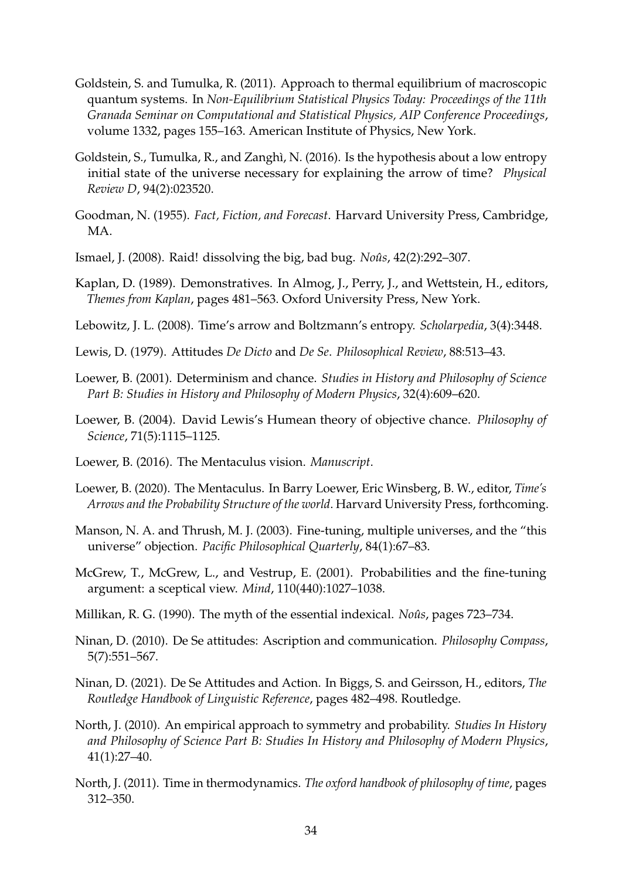Goldstein, S. and Tumulka, R. (2011). Approach to thermal equilibrium of macroscopic quantum systems. In *Non-Equilibrium Statistical Physics Today: Proceedings of the 11th Granada Seminar on Computational and Statistical Physics, AIP Conference Proceedings*, volume 1332, pages 155–163. American Institute of Physics, New York.

Goldstein, S., Tumulka, R., and Zanghì, N. (2016). Is the hypothesis about a low entropy initial state of the universe necessary for explaining the arrow of time? *Physical Review D*, 94(2):023520.

Goodman, N. (1955). *Fact, Fiction, and Forecast*. Harvard University Press, Cambridge, MA.

Ismael, J. (2008). Raid! dissolving the big, bad bug. *Noûs*, 42(2):292–307.

Kaplan, D. (1989). Demonstratives. In Almog, J., Perry, J., and Wettstein, H., editors, *Themes from Kaplan*, pages 481–563. Oxford University Press, New York.

Lebowitz, J. L. (2008). Time's arrow and Boltzmann's entropy. *Scholarpedia*, 3(4):3448.

Lewis, D. (1979). Attitudes *De Dicto* and *De Se*. *Philosophical Review*, 88:513–43.

Loewer, B. (2001). Determinism and chance. *Studies in History and Philosophy of Science Part B: Studies in History and Philosophy of Modern Physics*, 32(4):609–620.

Loewer, B. (2004). David Lewis's Humean theory of objective chance. *Philosophy of Science*, 71(5):1115–1125.

Loewer, B. (2016). The Mentaculus vision. *Manuscript*.

Loewer, B. (2020). The Mentaculus. In Barry Loewer, Eric Winsberg, B. W., editor, *Time's Arrows and the Probability Structure of the world*. Harvard University Press, forthcoming.

Manson, N. A. and Thrush, M. J. (2003). Fine-tuning, multiple universes, and the "this universe" objection. *Pacific Philosophical Quarterly*, 84(1):67–83.

McGrew, T., McGrew, L., and Vestrup, E. (2001). Probabilities and the fine-tuning argument: a sceptical view. *Mind*, 110(440):1027–1038.

Millikan, R. G. (1990). The myth of the essential indexical. *Noûs*, pages 723–734.

Ninan, D. (2010). De Se attitudes: Ascription and communication. *Philosophy Compass*, 5(7):551–567.

Ninan, D. (2021). De Se Attitudes and Action. In Biggs, S. and Geirsson, H., editors, *The Routledge Handbook of Linguistic Reference*, pages 482–498. Routledge.

North, J. (2010). An empirical approach to symmetry and probability. *Studies In History and Philosophy of Science Part B: Studies In History and Philosophy of Modern Physics*, 41(1):27–40.

North, J. (2011). Time in thermodynamics. *The oxford handbook of philosophy of time*, pages 312–350.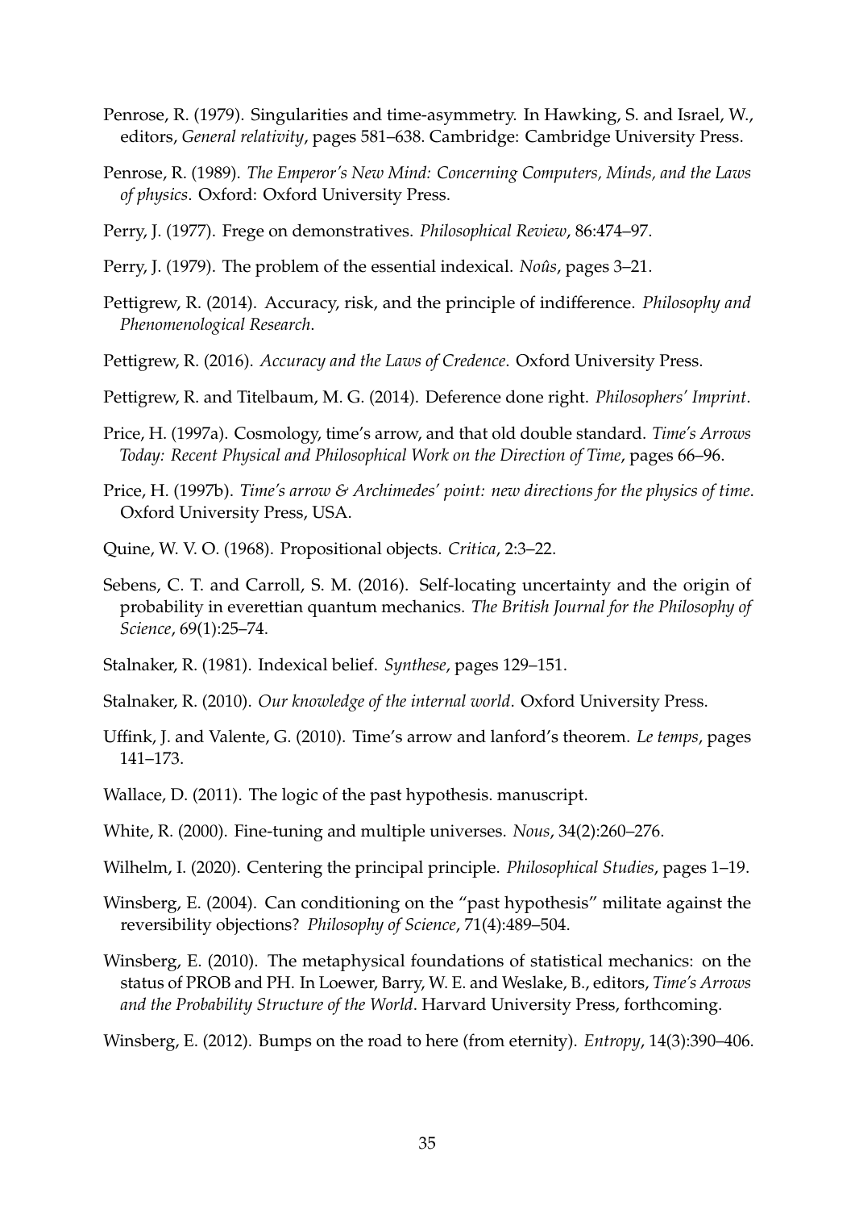Penrose, R. (1979). Singularities and time-asymmetry. In Hawking, S. and Israel, W., editors, *General relativity*, pages 581–638. Cambridge: Cambridge University Press.

Penrose, R. (1989). *The Emperor's New Mind: Concerning Computers, Minds, and the Laws of physics*. Oxford: Oxford University Press.

Perry, J. (1977). Frege on demonstratives. *Philosophical Review*, 86:474–97.

Perry, J. (1979). The problem of the essential indexical. *Noûs*, pages 3–21.

Pettigrew, R. (2014). Accuracy, risk, and the principle of indifference. *Philosophy and Phenomenological Research*.

Pettigrew, R. (2016). *Accuracy and the Laws of Credence*. Oxford University Press.

Pettigrew, R. and Titelbaum, M. G. (2014). Deference done right. *Philosophers' Imprint*.

Price, H. (1997a). Cosmology, time's arrow, and that old double standard. *Time's Arrows Today: Recent Physical and Philosophical Work on the Direction of Time*, pages 66–96.

Price, H. (1997b). *Time's arrow & Archimedes' point: new directions for the physics of time*. Oxford University Press, USA.

Quine, W. V. O. (1968). Propositional objects. *Critica*, 2:3–22.

Sebens, C. T. and Carroll, S. M. (2016). Self-locating uncertainty and the origin of probability in everettian quantum mechanics. *The British Journal for the Philosophy of Science*, 69(1):25–74.

Stalnaker, R. (1981). Indexical belief. *Synthese*, pages 129–151.

Stalnaker, R. (2010). *Our knowledge of the internal world*. Oxford University Press.

Uffink, J. and Valente, G. (2010). Time's arrow and lanford's theorem. *Le temps*, pages 141–173.

Wallace, D. (2011). The logic of the past hypothesis. manuscript.

White, R. (2000). Fine-tuning and multiple universes. *Nous*, 34(2):260–276.

Wilhelm, I. (2020). Centering the principal principle. *Philosophical Studies*, pages 1–19.

Winsberg, E. (2004). Can conditioning on the "past hypothesis" militate against the reversibility objections? *Philosophy of Science*, 71(4):489–504.

Winsberg, E. (2010). The metaphysical foundations of statistical mechanics: on the status of PROB and PH. In Loewer, Barry, W. E. and Weslake, B., editors, *Time's Arrows and the Probability Structure of the World*. Harvard University Press, forthcoming.

Winsberg, E. (2012). Bumps on the road to here (from eternity). *Entropy*, 14(3):390–406.